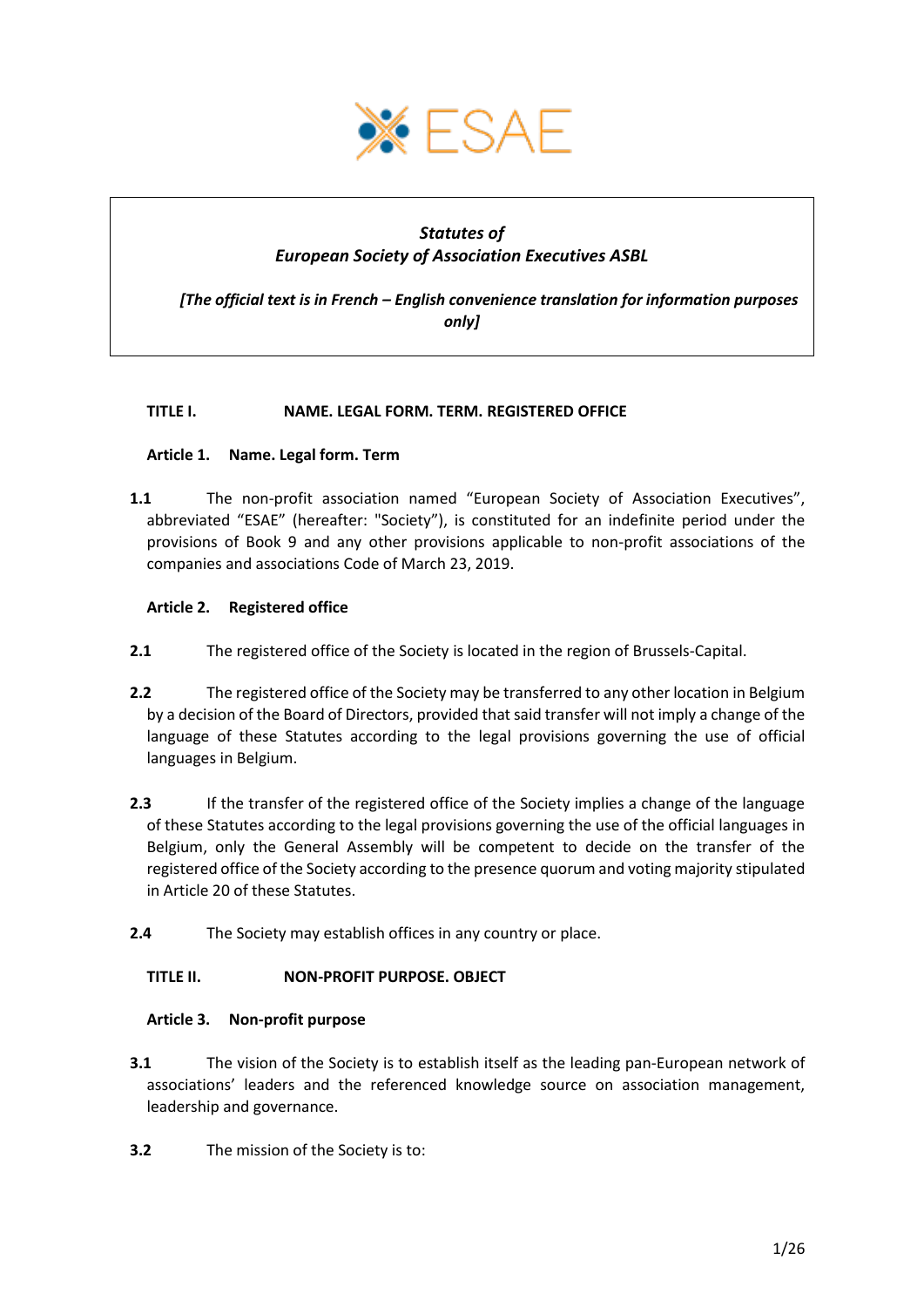ESAE

***Statutes of***
***European Society of Association Executives ASBL***

***[The official text is in French – English convenience translation for information purposes only]***

## TITLE I. NAME. LEGAL FORM. TERM. REGISTERED OFFICE

### Article 1. Name. Legal form. Term

**1.1** The non-profit association named "European Society of Association Executives", abbreviated "ESAE" (hereafter: "Society"), is constituted for an indefinite period under the provisions of Book 9 and any other provisions applicable to non-profit associations of the companies and associations Code of March 23, 2019.

### Article 2. Registered office

**2.1** The registered office of the Society is located in the region of Brussels-Capital.

**2.2** The registered office of the Society may be transferred to any other location in Belgium by a decision of the Board of Directors, provided that said transfer will not imply a change of the language of these Statutes according to the legal provisions governing the use of official languages in Belgium.

**2.3** If the transfer of the registered office of the Society implies a change of the language of these Statutes according to the legal provisions governing the use of the official languages in Belgium, only the General Assembly will be competent to decide on the transfer of the registered office of the Society according to the presence quorum and voting majority stipulated in Article 20 of these Statutes.

**2.4** The Society may establish offices in any country or place.

## TITLE II. NON-PROFIT PURPOSE. OBJECT

### Article 3. Non-profit purpose

**3.1** The vision of the Society is to establish itself as the leading pan-European network of associations' leaders and the referenced knowledge source on association management, leadership and governance.

**3.2** The mission of the Society is to: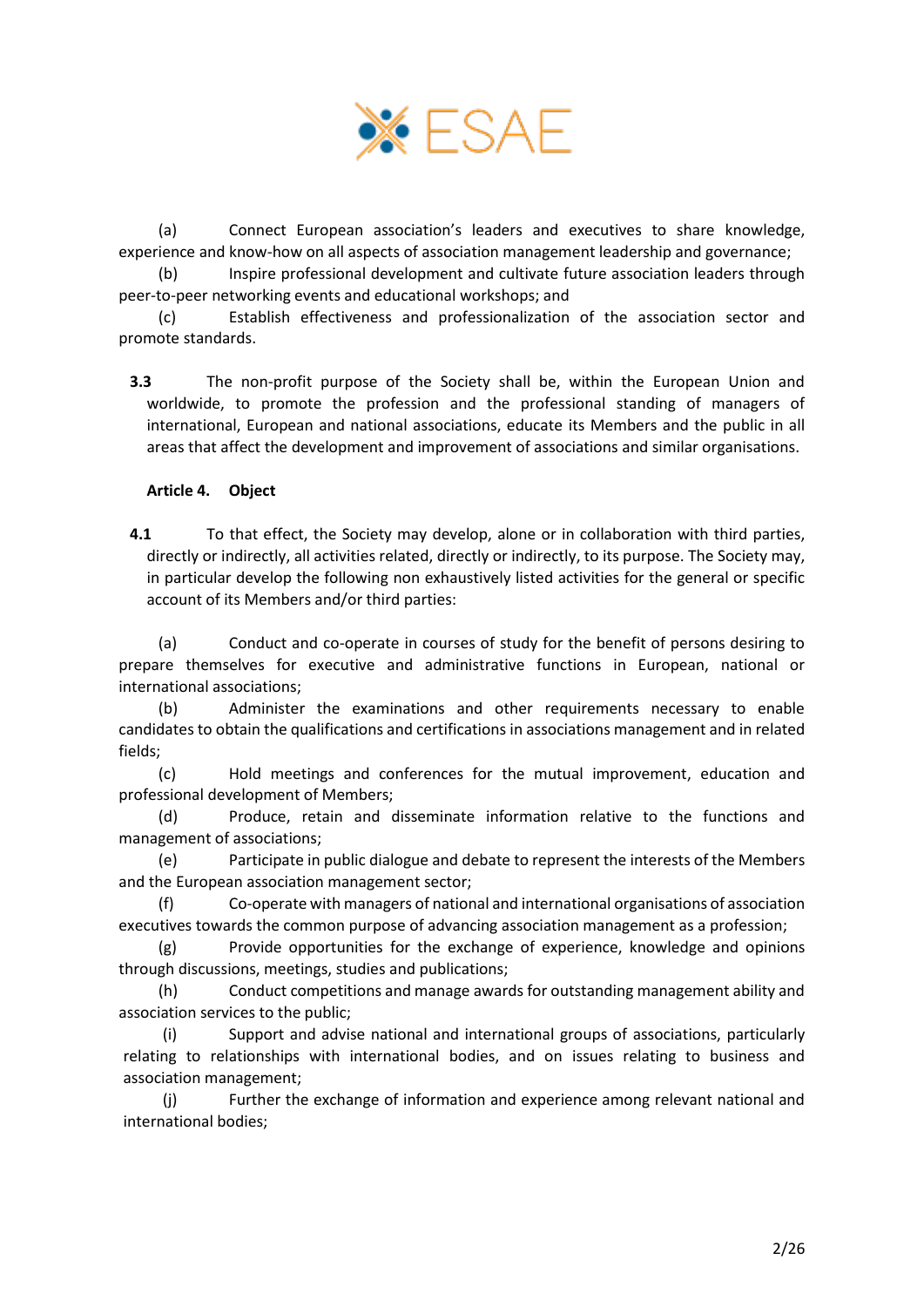(a) Connect European association's leaders and executives to share knowledge, experience and know-how on all aspects of association management leadership and governance;

(b) Inspire professional development and cultivate future association leaders through peer-to-peer networking events and educational workshops; and

(c) Establish effectiveness and professionalization of the association sector and promote standards.

**3.3** The non-profit purpose of the Society shall be, within the European Union and worldwide, to promote the profession and the professional standing of managers of international, European and national associations, educate its Members and the public in all areas that affect the development and improvement of associations and similar organisations.

### Article 4. Object

**4.1** To that effect, the Society may develop, alone or in collaboration with third parties, directly or indirectly, all activities related, directly or indirectly, to its purpose. The Society may, in particular develop the following non exhaustively listed activities for the general or specific account of its Members and/or third parties:

(a) Conduct and co-operate in courses of study for the benefit of persons desiring to prepare themselves for executive and administrative functions in European, national or international associations;

(b) Administer the examinations and other requirements necessary to enable candidates to obtain the qualifications and certifications in associations management and in related fields;

(c) Hold meetings and conferences for the mutual improvement, education and professional development of Members;

(d) Produce, retain and disseminate information relative to the functions and management of associations;

(e) Participate in public dialogue and debate to represent the interests of the Members and the European association management sector;

(f) Co-operate with managers of national and international organisations of association executives towards the common purpose of advancing association management as a profession;

(g) Provide opportunities for the exchange of experience, knowledge and opinions through discussions, meetings, studies and publications;

(h) Conduct competitions and manage awards for outstanding management ability and association services to the public;

(i) Support and advise national and international groups of associations, particularly relating to relationships with international bodies, and on issues relating to business and association management;

(j) Further the exchange of information and experience among relevant national and international bodies;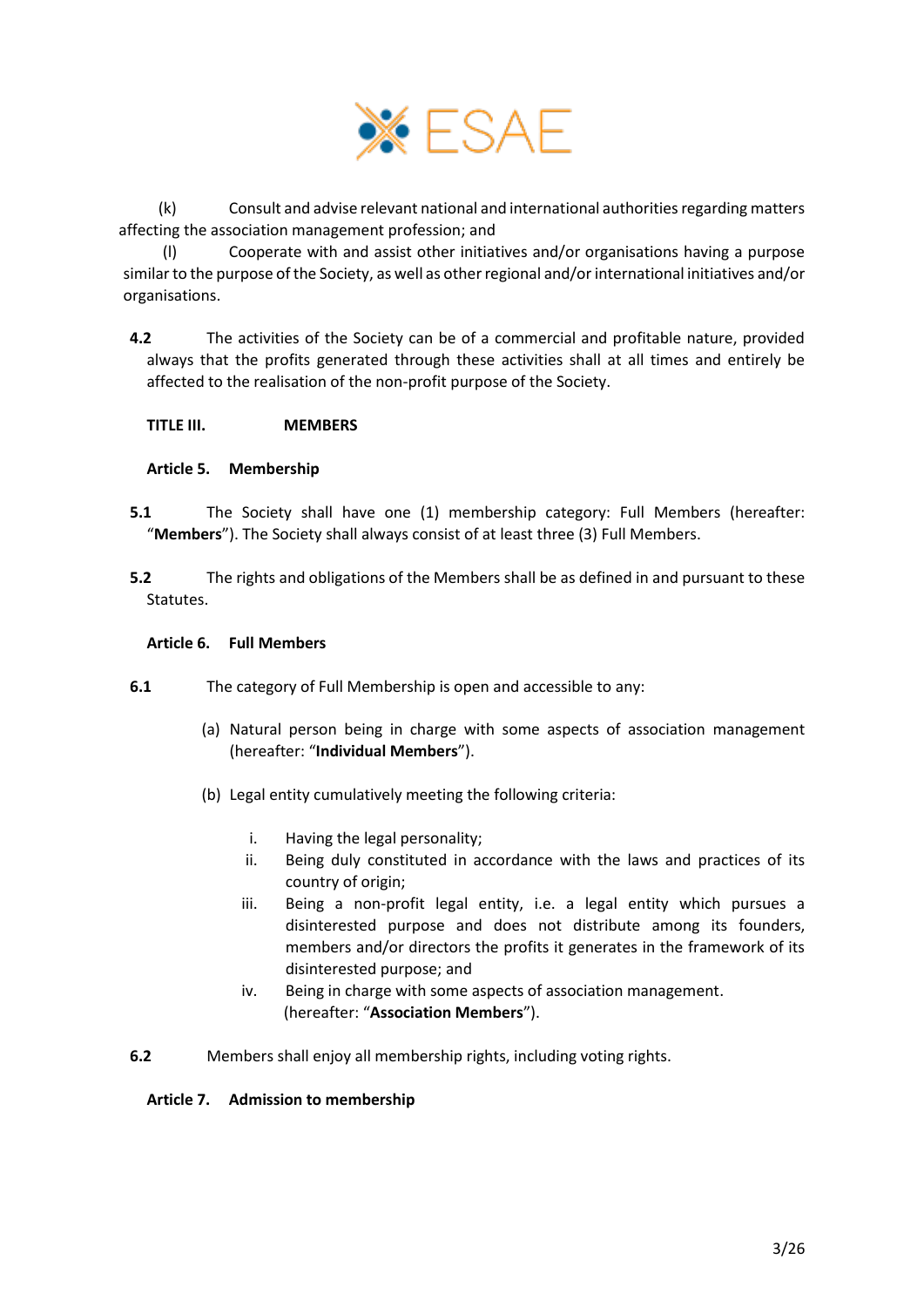(k) Consult and advise relevant national and international authorities regarding matters affecting the association management profession; and

(l) Cooperate with and assist other initiatives and/or organisations having a purpose similar to the purpose of the Society, as well as other regional and/or international initiatives and/or organisations.

**4.2** The activities of the Society can be of a commercial and profitable nature, provided always that the profits generated through these activities shall at all times and entirely be affected to the realisation of the non-profit purpose of the Society.

## TITLE III. MEMBERS

### Article 5. Membership

**5.1** The Society shall have one (1) membership category: Full Members (hereafter: "**Members**"). The Society shall always consist of at least three (3) Full Members.

**5.2** The rights and obligations of the Members shall be as defined in and pursuant to these Statutes.

### Article 6. Full Members

**6.1** The category of Full Membership is open and accessible to any:

(a) Natural person being in charge with some aspects of association management (hereafter: "**Individual Members**").

(b) Legal entity cumulatively meeting the following criteria:

i. Having the legal personality;
ii. Being duly constituted in accordance with the laws and practices of its country of origin;
iii. Being a non-profit legal entity, i.e. a legal entity which pursues a disinterested purpose and does not distribute among its founders, members and/or directors the profits it generates in the framework of its disinterested purpose; and
iv. Being in charge with some aspects of association management.

(hereafter: "**Association Members**").

**6.2** Members shall enjoy all membership rights, including voting rights.

### Article 7. Admission to membership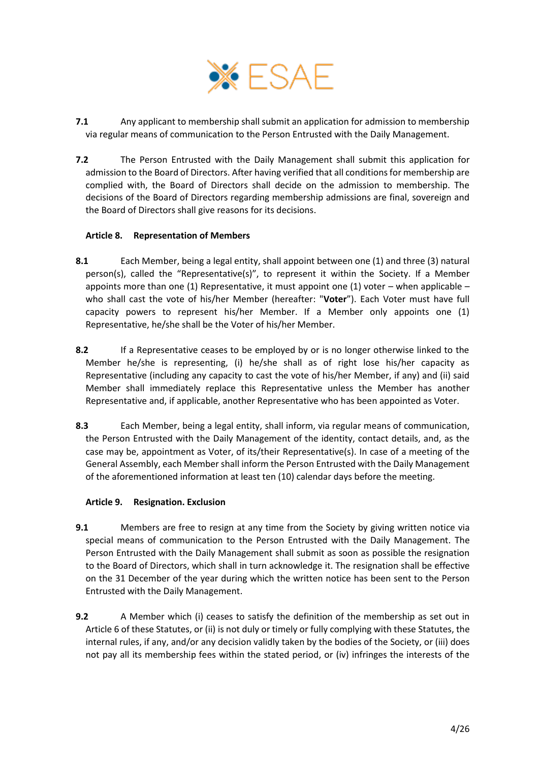**7.1** Any applicant to membership shall submit an application for admission to membership via regular means of communication to the Person Entrusted with the Daily Management.

**7.2** The Person Entrusted with the Daily Management shall submit this application for admission to the Board of Directors. After having verified that all conditions for membership are complied with, the Board of Directors shall decide on the admission to membership. The decisions of the Board of Directors regarding membership admissions are final, sovereign and the Board of Directors shall give reasons for its decisions.

### Article 8. Representation of Members

**8.1** Each Member, being a legal entity, shall appoint between one (1) and three (3) natural person(s), called the "Representative(s)", to represent it within the Society. If a Member appoints more than one (1) Representative, it must appoint one (1) voter – when applicable – who shall cast the vote of his/her Member (hereafter: "**Voter**"). Each Voter must have full capacity powers to represent his/her Member. If a Member only appoints one (1) Representative, he/she shall be the Voter of his/her Member.

**8.2** If a Representative ceases to be employed by or is no longer otherwise linked to the Member he/she is representing, (i) he/she shall as of right lose his/her capacity as Representative (including any capacity to cast the vote of his/her Member, if any) and (ii) said Member shall immediately replace this Representative unless the Member has another Representative and, if applicable, another Representative who has been appointed as Voter.

**8.3** Each Member, being a legal entity, shall inform, via regular means of communication, the Person Entrusted with the Daily Management of the identity, contact details, and, as the case may be, appointment as Voter, of its/their Representative(s). In case of a meeting of the General Assembly, each Member shall inform the Person Entrusted with the Daily Management of the aforementioned information at least ten (10) calendar days before the meeting.

### Article 9. Resignation. Exclusion

**9.1** Members are free to resign at any time from the Society by giving written notice via special means of communication to the Person Entrusted with the Daily Management. The Person Entrusted with the Daily Management shall submit as soon as possible the resignation to the Board of Directors, which shall in turn acknowledge it. The resignation shall be effective on the 31 December of the year during which the written notice has been sent to the Person Entrusted with the Daily Management.

**9.2** A Member which (i) ceases to satisfy the definition of the membership as set out in Article 6 of these Statutes, or (ii) is not duly or timely or fully complying with these Statutes, the internal rules, if any, and/or any decision validly taken by the bodies of the Society, or (iii) does not pay all its membership fees within the stated period, or (iv) infringes the interests of the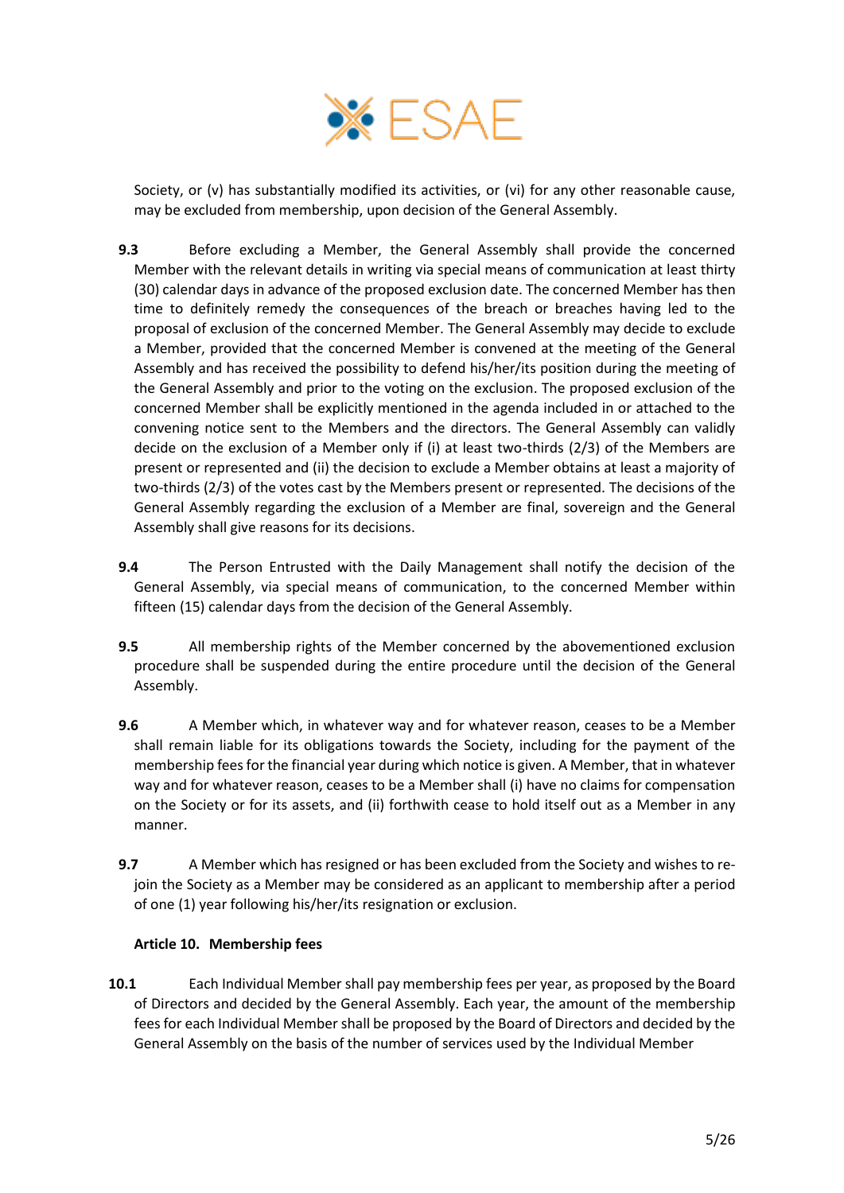Society, or (v) has substantially modified its activities, or (vi) for any other reasonable cause, may be excluded from membership, upon decision of the General Assembly.

**9.3** Before excluding a Member, the General Assembly shall provide the concerned Member with the relevant details in writing via special means of communication at least thirty (30) calendar days in advance of the proposed exclusion date. The concerned Member has then time to definitely remedy the consequences of the breach or breaches having led to the proposal of exclusion of the concerned Member. The General Assembly may decide to exclude a Member, provided that the concerned Member is convened at the meeting of the General Assembly and has received the possibility to defend his/her/its position during the meeting of the General Assembly and prior to the voting on the exclusion. The proposed exclusion of the concerned Member shall be explicitly mentioned in the agenda included in or attached to the convening notice sent to the Members and the directors. The General Assembly can validly decide on the exclusion of a Member only if (i) at least two-thirds (2/3) of the Members are present or represented and (ii) the decision to exclude a Member obtains at least a majority of two-thirds (2/3) of the votes cast by the Members present or represented. The decisions of the General Assembly regarding the exclusion of a Member are final, sovereign and the General Assembly shall give reasons for its decisions.

**9.4** The Person Entrusted with the Daily Management shall notify the decision of the General Assembly, via special means of communication, to the concerned Member within fifteen (15) calendar days from the decision of the General Assembly.

**9.5** All membership rights of the Member concerned by the abovementioned exclusion procedure shall be suspended during the entire procedure until the decision of the General Assembly.

**9.6** A Member which, in whatever way and for whatever reason, ceases to be a Member shall remain liable for its obligations towards the Society, including for the payment of the membership fees for the financial year during which notice is given. A Member, that in whatever way and for whatever reason, ceases to be a Member shall (i) have no claims for compensation on the Society or for its assets, and (ii) forthwith cease to hold itself out as a Member in any manner.

**9.7** A Member which has resigned or has been excluded from the Society and wishes to re-join the Society as a Member may be considered as an applicant to membership after a period of one (1) year following his/her/its resignation or exclusion.

**Article 10. Membership fees**

**10.1** Each Individual Member shall pay membership fees per year, as proposed by the Board of Directors and decided by the General Assembly. Each year, the amount of the membership fees for each Individual Member shall be proposed by the Board of Directors and decided by the General Assembly on the basis of the number of services used by the Individual Member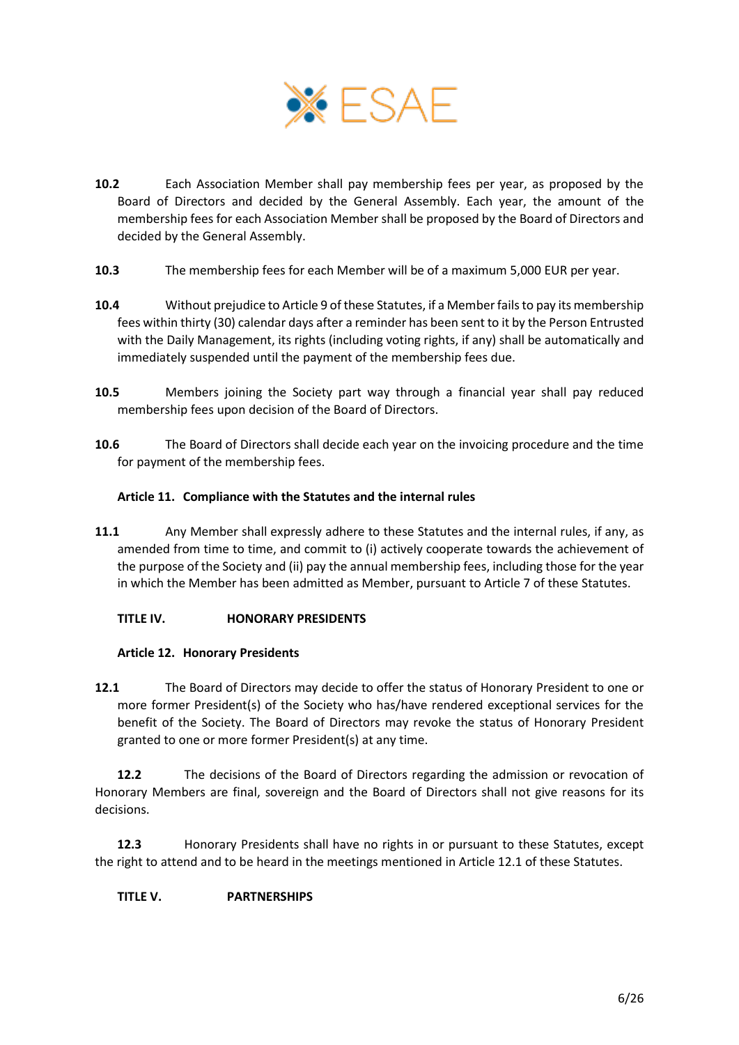**10.2** Each Association Member shall pay membership fees per year, as proposed by the Board of Directors and decided by the General Assembly. Each year, the amount of the membership fees for each Association Member shall be proposed by the Board of Directors and decided by the General Assembly.

**10.3** The membership fees for each Member will be of a maximum 5,000 EUR per year.

**10.4** Without prejudice to Article 9 of these Statutes, if a Member fails to pay its membership fees within thirty (30) calendar days after a reminder has been sent to it by the Person Entrusted with the Daily Management, its rights (including voting rights, if any) shall be automatically and immediately suspended until the payment of the membership fees due.

**10.5** Members joining the Society part way through a financial year shall pay reduced membership fees upon decision of the Board of Directors.

**10.6** The Board of Directors shall decide each year on the invoicing procedure and the time for payment of the membership fees.

### Article 11. Compliance with the Statutes and the internal rules

**11.1** Any Member shall expressly adhere to these Statutes and the internal rules, if any, as amended from time to time, and commit to (i) actively cooperate towards the achievement of the purpose of the Society and (ii) pay the annual membership fees, including those for the year in which the Member has been admitted as Member, pursuant to Article 7 of these Statutes.

## TITLE IV. HONORARY PRESIDENTS

### Article 12. Honorary Presidents

**12.1** The Board of Directors may decide to offer the status of Honorary President to one or more former President(s) of the Society who has/have rendered exceptional services for the benefit of the Society. The Board of Directors may revoke the status of Honorary President granted to one or more former President(s) at any time.

**12.2** The decisions of the Board of Directors regarding the admission or revocation of Honorary Members are final, sovereign and the Board of Directors shall not give reasons for its decisions.

**12.3** Honorary Presidents shall have no rights in or pursuant to these Statutes, except the right to attend and to be heard in the meetings mentioned in Article 12.1 of these Statutes.

## TITLE V. PARTNERSHIPS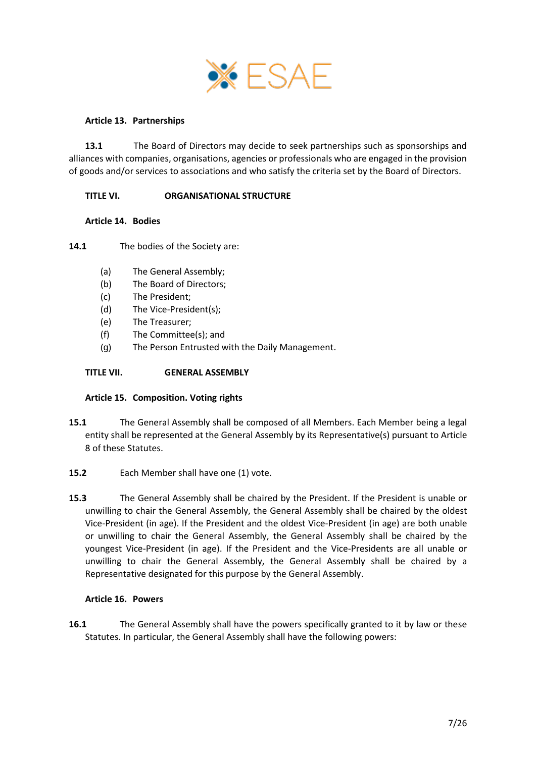ESAE

### Article 13. Partnerships

**13.1** The Board of Directors may decide to seek partnerships such as sponsorships and alliances with companies, organisations, agencies or professionals who are engaged in the provision of goods and/or services to associations and who satisfy the criteria set by the Board of Directors.

## TITLE VI. ORGANISATIONAL STRUCTURE

### Article 14. Bodies

**14.1** The bodies of the Society are:

- (a) The General Assembly;
- (b) The Board of Directors;
- (c) The President;
- (d) The Vice-President(s);
- (e) The Treasurer;
- (f) The Committee(s); and
- (g) The Person Entrusted with the Daily Management.

## TITLE VII. GENERAL ASSEMBLY

### Article 15. Composition. Voting rights

**15.1** The General Assembly shall be composed of all Members. Each Member being a legal entity shall be represented at the General Assembly by its Representative(s) pursuant to Article 8 of these Statutes.

**15.2** Each Member shall have one (1) vote.

**15.3** The General Assembly shall be chaired by the President. If the President is unable or unwilling to chair the General Assembly, the General Assembly shall be chaired by the oldest Vice-President (in age). If the President and the oldest Vice-President (in age) are both unable or unwilling to chair the General Assembly, the General Assembly shall be chaired by the youngest Vice-President (in age). If the President and the Vice-Presidents are all unable or unwilling to chair the General Assembly, the General Assembly shall be chaired by a Representative designated for this purpose by the General Assembly.

### Article 16. Powers

**16.1** The General Assembly shall have the powers specifically granted to it by law or these Statutes. In particular, the General Assembly shall have the following powers: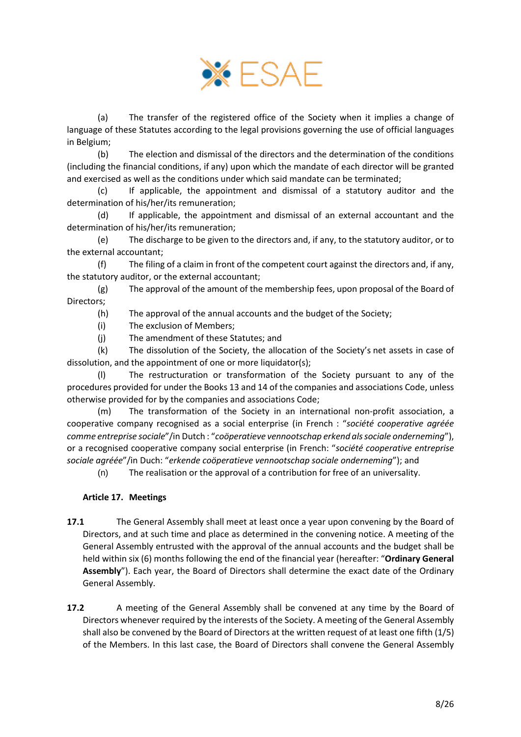(a) The transfer of the registered office of the Society when it implies a change of language of these Statutes according to the legal provisions governing the use of official languages in Belgium;

(b) The election and dismissal of the directors and the determination of the conditions (including the financial conditions, if any) upon which the mandate of each director will be granted and exercised as well as the conditions under which said mandate can be terminated;

(c) If applicable, the appointment and dismissal of a statutory auditor and the determination of his/her/its remuneration;

(d) If applicable, the appointment and dismissal of an external accountant and the determination of his/her/its remuneration;

(e) The discharge to be given to the directors and, if any, to the statutory auditor, or to the external accountant;

(f) The filing of a claim in front of the competent court against the directors and, if any, the statutory auditor, or the external accountant;

(g) The approval of the amount of the membership fees, upon proposal of the Board of Directors;

(h) The approval of the annual accounts and the budget of the Society;

(i) The exclusion of Members;

(j) The amendment of these Statutes; and

(k) The dissolution of the Society, the allocation of the Society's net assets in case of dissolution, and the appointment of one or more liquidator(s);

(l) The restructuration or transformation of the Society pursuant to any of the procedures provided for under the Books 13 and 14 of the companies and associations Code, unless otherwise provided for by the companies and associations Code;

(m) The transformation of the Society in an international non-profit association, a cooperative company recognised as a social enterprise (in French : "*société cooperative agréée comme entreprise sociale*"/in Dutch : "*coöperatieve vennootschap erkend als sociale onderneming*"), or a recognised cooperative company social enterprise (in French: "*société cooperative entreprise sociale agréée*"/in Duch: "*erkende coöperatieve vennootschap sociale onderneming*"); and

(n) The realisation or the approval of a contribution for free of an universality.

### Article 17. Meetings

**17.1** The General Assembly shall meet at least once a year upon convening by the Board of Directors, and at such time and place as determined in the convening notice. A meeting of the General Assembly entrusted with the approval of the annual accounts and the budget shall be held within six (6) months following the end of the financial year (hereafter: "**Ordinary General Assembly**"). Each year, the Board of Directors shall determine the exact date of the Ordinary General Assembly.

**17.2** A meeting of the General Assembly shall be convened at any time by the Board of Directors whenever required by the interests of the Society. A meeting of the General Assembly shall also be convened by the Board of Directors at the written request of at least one fifth (1/5) of the Members. In this last case, the Board of Directors shall convene the General Assembly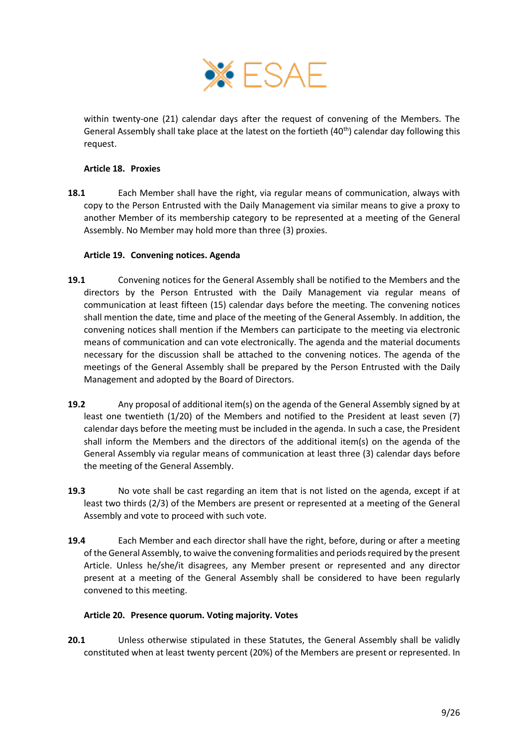within twenty-one (21) calendar days after the request of convening of the Members. The General Assembly shall take place at the latest on the fortieth (40th) calendar day following this request.

**Article 18. Proxies**

**18.1** Each Member shall have the right, via regular means of communication, always with copy to the Person Entrusted with the Daily Management via similar means to give a proxy to another Member of its membership category to be represented at a meeting of the General Assembly. No Member may hold more than three (3) proxies.

**Article 19. Convening notices. Agenda**

**19.1** Convening notices for the General Assembly shall be notified to the Members and the directors by the Person Entrusted with the Daily Management via regular means of communication at least fifteen (15) calendar days before the meeting. The convening notices shall mention the date, time and place of the meeting of the General Assembly. In addition, the convening notices shall mention if the Members can participate to the meeting via electronic means of communication and can vote electronically. The agenda and the material documents necessary for the discussion shall be attached to the convening notices. The agenda of the meetings of the General Assembly shall be prepared by the Person Entrusted with the Daily Management and adopted by the Board of Directors.

**19.2** Any proposal of additional item(s) on the agenda of the General Assembly signed by at least one twentieth (1/20) of the Members and notified to the President at least seven (7) calendar days before the meeting must be included in the agenda. In such a case, the President shall inform the Members and the directors of the additional item(s) on the agenda of the General Assembly via regular means of communication at least three (3) calendar days before the meeting of the General Assembly.

**19.3** No vote shall be cast regarding an item that is not listed on the agenda, except if at least two thirds (2/3) of the Members are present or represented at a meeting of the General Assembly and vote to proceed with such vote.

**19.4** Each Member and each director shall have the right, before, during or after a meeting of the General Assembly, to waive the convening formalities and periods required by the present Article. Unless he/she/it disagrees, any Member present or represented and any director present at a meeting of the General Assembly shall be considered to have been regularly convened to this meeting.

**Article 20. Presence quorum. Voting majority. Votes**

**20.1** Unless otherwise stipulated in these Statutes, the General Assembly shall be validly constituted when at least twenty percent (20%) of the Members are present or represented. In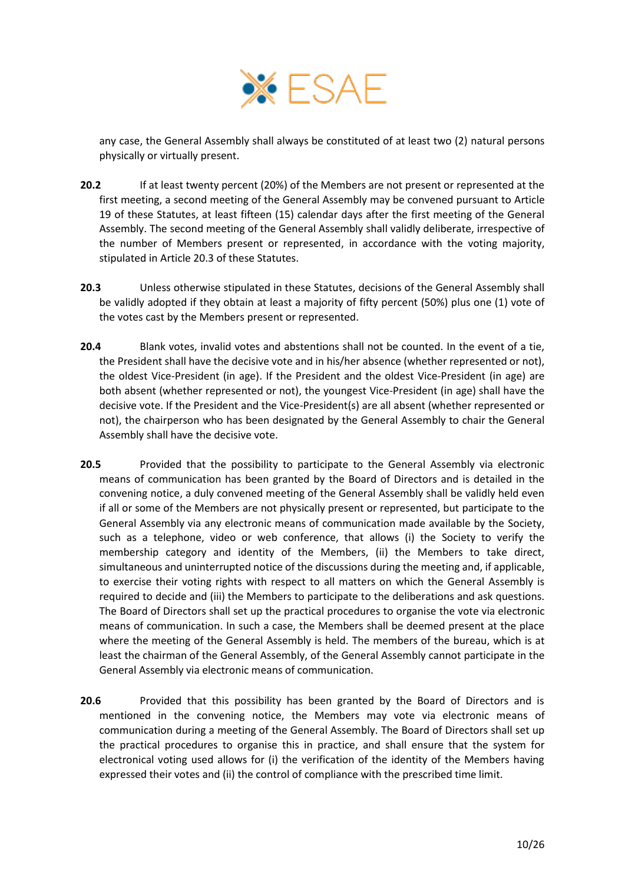any case, the General Assembly shall always be constituted of at least two (2) natural persons physically or virtually present.

**20.2** If at least twenty percent (20%) of the Members are not present or represented at the first meeting, a second meeting of the General Assembly may be convened pursuant to Article 19 of these Statutes, at least fifteen (15) calendar days after the first meeting of the General Assembly. The second meeting of the General Assembly shall validly deliberate, irrespective of the number of Members present or represented, in accordance with the voting majority, stipulated in Article 20.3 of these Statutes.

**20.3** Unless otherwise stipulated in these Statutes, decisions of the General Assembly shall be validly adopted if they obtain at least a majority of fifty percent (50%) plus one (1) vote of the votes cast by the Members present or represented.

**20.4** Blank votes, invalid votes and abstentions shall not be counted. In the event of a tie, the President shall have the decisive vote and in his/her absence (whether represented or not), the oldest Vice-President (in age). If the President and the oldest Vice-President (in age) are both absent (whether represented or not), the youngest Vice-President (in age) shall have the decisive vote. If the President and the Vice-President(s) are all absent (whether represented or not), the chairperson who has been designated by the General Assembly to chair the General Assembly shall have the decisive vote.

**20.5** Provided that the possibility to participate to the General Assembly via electronic means of communication has been granted by the Board of Directors and is detailed in the convening notice, a duly convened meeting of the General Assembly shall be validly held even if all or some of the Members are not physically present or represented, but participate to the General Assembly via any electronic means of communication made available by the Society, such as a telephone, video or web conference, that allows (i) the Society to verify the membership category and identity of the Members, (ii) the Members to take direct, simultaneous and uninterrupted notice of the discussions during the meeting and, if applicable, to exercise their voting rights with respect to all matters on which the General Assembly is required to decide and (iii) the Members to participate to the deliberations and ask questions. The Board of Directors shall set up the practical procedures to organise the vote via electronic means of communication. In such a case, the Members shall be deemed present at the place where the meeting of the General Assembly is held. The members of the bureau, which is at least the chairman of the General Assembly, of the General Assembly cannot participate in the General Assembly via electronic means of communication.

**20.6** Provided that this possibility has been granted by the Board of Directors and is mentioned in the convening notice, the Members may vote via electronic means of communication during a meeting of the General Assembly. The Board of Directors shall set up the practical procedures to organise this in practice, and shall ensure that the system for electronical voting used allows for (i) the verification of the identity of the Members having expressed their votes and (ii) the control of compliance with the prescribed time limit.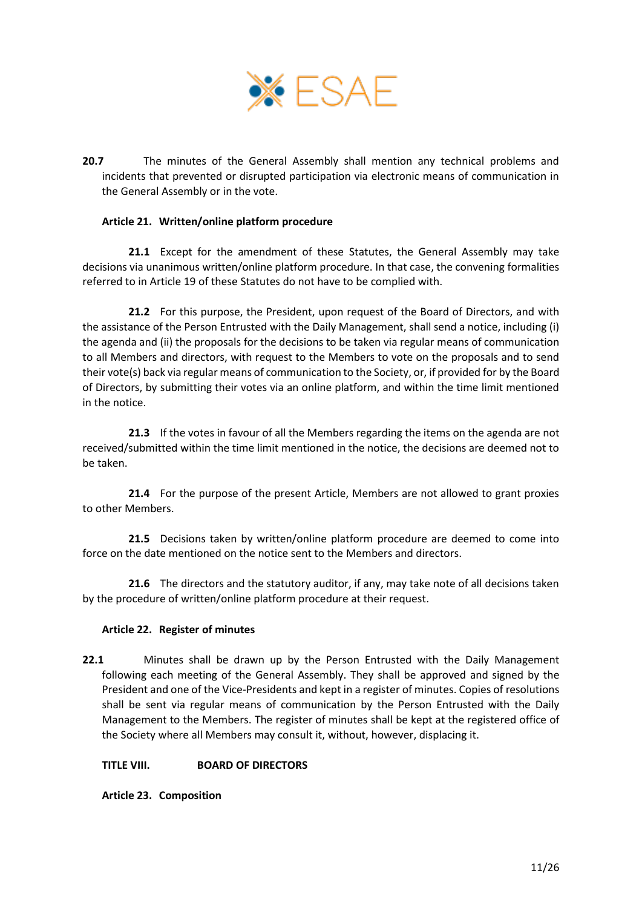**20.7** The minutes of the General Assembly shall mention any technical problems and incidents that prevented or disrupted participation via electronic means of communication in the General Assembly or in the vote.

### Article 21. Written/online platform procedure

**21.1** Except for the amendment of these Statutes, the General Assembly may take decisions via unanimous written/online platform procedure. In that case, the convening formalities referred to in Article 19 of these Statutes do not have to be complied with.

**21.2** For this purpose, the President, upon request of the Board of Directors, and with the assistance of the Person Entrusted with the Daily Management, shall send a notice, including (i) the agenda and (ii) the proposals for the decisions to be taken via regular means of communication to all Members and directors, with request to the Members to vote on the proposals and to send their vote(s) back via regular means of communication to the Society, or, if provided for by the Board of Directors, by submitting their votes via an online platform, and within the time limit mentioned in the notice.

**21.3** If the votes in favour of all the Members regarding the items on the agenda are not received/submitted within the time limit mentioned in the notice, the decisions are deemed not to be taken.

**21.4** For the purpose of the present Article, Members are not allowed to grant proxies to other Members.

**21.5** Decisions taken by written/online platform procedure are deemed to come into force on the date mentioned on the notice sent to the Members and directors.

**21.6** The directors and the statutory auditor, if any, may take note of all decisions taken by the procedure of written/online platform procedure at their request.

### Article 22. Register of minutes

**22.1** Minutes shall be drawn up by the Person Entrusted with the Daily Management following each meeting of the General Assembly. They shall be approved and signed by the President and one of the Vice-Presidents and kept in a register of minutes. Copies of resolutions shall be sent via regular means of communication by the Person Entrusted with the Daily Management to the Members. The register of minutes shall be kept at the registered office of the Society where all Members may consult it, without, however, displacing it.

## TITLE VIII. BOARD OF DIRECTORS

### Article 23. Composition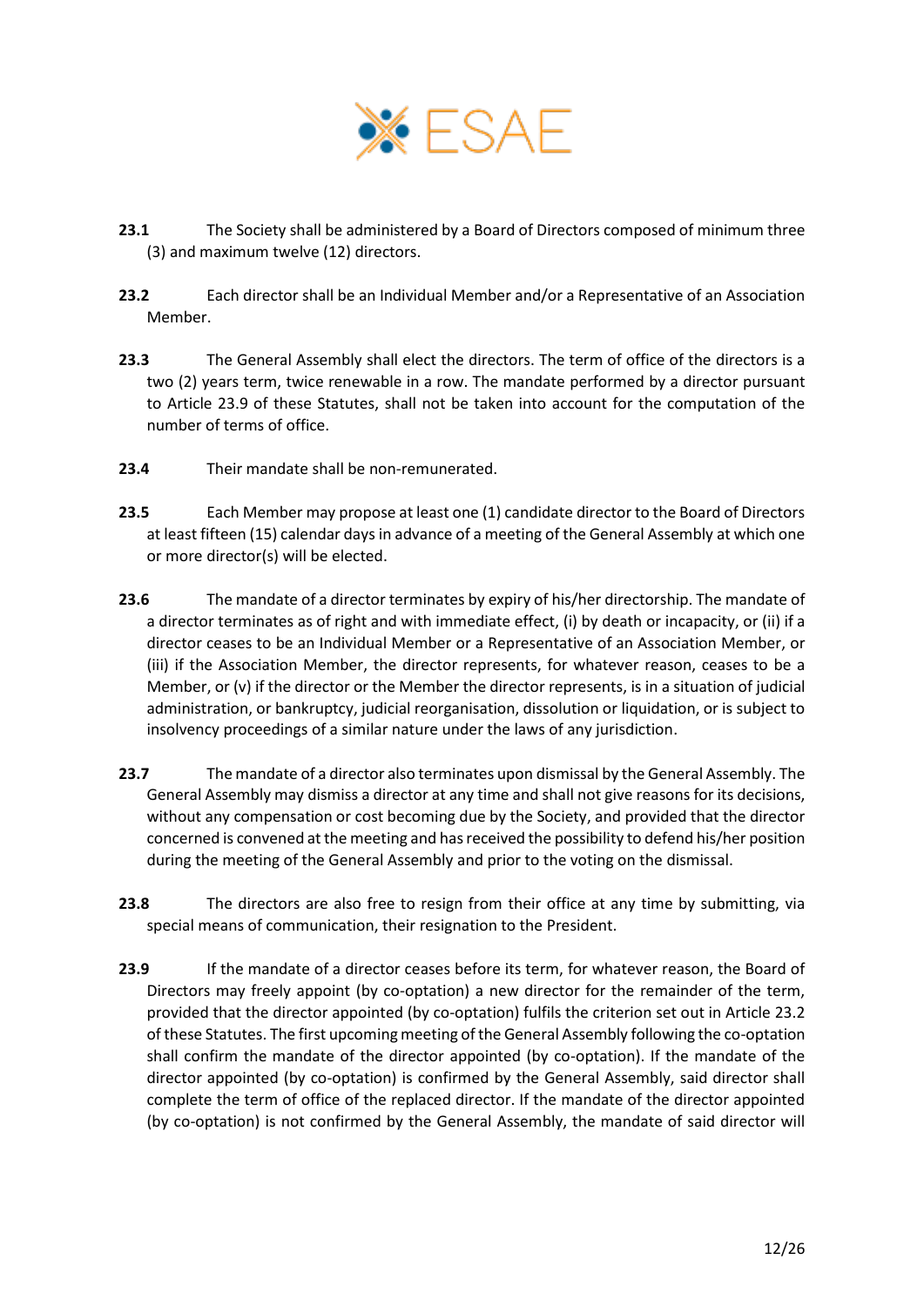**23.1** The Society shall be administered by a Board of Directors composed of minimum three (3) and maximum twelve (12) directors.

**23.2** Each director shall be an Individual Member and/or a Representative of an Association Member.

**23.3** The General Assembly shall elect the directors. The term of office of the directors is a two (2) years term, twice renewable in a row. The mandate performed by a director pursuant to Article 23.9 of these Statutes, shall not be taken into account for the computation of the number of terms of office.

**23.4** Their mandate shall be non-remunerated.

**23.5** Each Member may propose at least one (1) candidate director to the Board of Directors at least fifteen (15) calendar days in advance of a meeting of the General Assembly at which one or more director(s) will be elected.

**23.6** The mandate of a director terminates by expiry of his/her directorship. The mandate of a director terminates as of right and with immediate effect, (i) by death or incapacity, or (ii) if a director ceases to be an Individual Member or a Representative of an Association Member, or (iii) if the Association Member, the director represents, for whatever reason, ceases to be a Member, or (v) if the director or the Member the director represents, is in a situation of judicial administration, or bankruptcy, judicial reorganisation, dissolution or liquidation, or is subject to insolvency proceedings of a similar nature under the laws of any jurisdiction.

**23.7** The mandate of a director also terminates upon dismissal by the General Assembly. The General Assembly may dismiss a director at any time and shall not give reasons for its decisions, without any compensation or cost becoming due by the Society, and provided that the director concerned is convened at the meeting and has received the possibility to defend his/her position during the meeting of the General Assembly and prior to the voting on the dismissal.

**23.8** The directors are also free to resign from their office at any time by submitting, via special means of communication, their resignation to the President.

**23.9** If the mandate of a director ceases before its term, for whatever reason, the Board of Directors may freely appoint (by co-optation) a new director for the remainder of the term, provided that the director appointed (by co-optation) fulfils the criterion set out in Article 23.2 of these Statutes. The first upcoming meeting of the General Assembly following the co-optation shall confirm the mandate of the director appointed (by co-optation). If the mandate of the director appointed (by co-optation) is confirmed by the General Assembly, said director shall complete the term of office of the replaced director. If the mandate of the director appointed (by co-optation) is not confirmed by the General Assembly, the mandate of said director will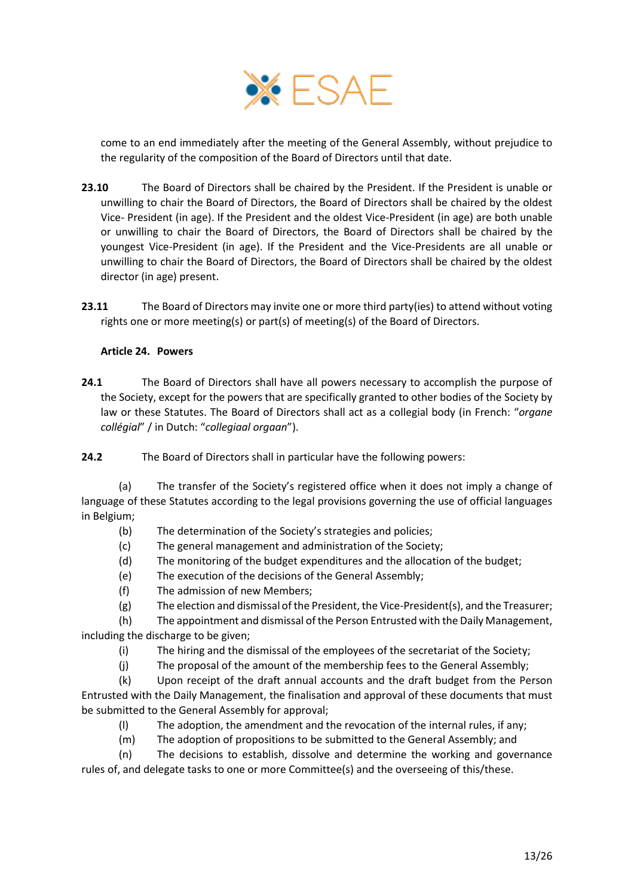come to an end immediately after the meeting of the General Assembly, without prejudice to the regularity of the composition of the Board of Directors until that date.

**23.10** The Board of Directors shall be chaired by the President. If the President is unable or unwilling to chair the Board of Directors, the Board of Directors shall be chaired by the oldest Vice- President (in age). If the President and the oldest Vice-President (in age) are both unable or unwilling to chair the Board of Directors, the Board of Directors shall be chaired by the youngest Vice-President (in age). If the President and the Vice-Presidents are all unable or unwilling to chair the Board of Directors, the Board of Directors shall be chaired by the oldest director (in age) present.

**23.11** The Board of Directors may invite one or more third party(ies) to attend without voting rights one or more meeting(s) or part(s) of meeting(s) of the Board of Directors.

### Article 24. Powers

**24.1** The Board of Directors shall have all powers necessary to accomplish the purpose of the Society, except for the powers that are specifically granted to other bodies of the Society by law or these Statutes. The Board of Directors shall act as a collegial body (in French: "*organe collégial*" / in Dutch: "*collegiaal orgaan*").

**24.2** The Board of Directors shall in particular have the following powers:

(a) The transfer of the Society's registered office when it does not imply a change of language of these Statutes according to the legal provisions governing the use of official languages in Belgium;

(b) The determination of the Society's strategies and policies;

(c) The general management and administration of the Society;

(d) The monitoring of the budget expenditures and the allocation of the budget;

(e) The execution of the decisions of the General Assembly;

(f) The admission of new Members;

(g) The election and dismissal of the President, the Vice-President(s), and the Treasurer;

(h) The appointment and dismissal of the Person Entrusted with the Daily Management, including the discharge to be given;

(i) The hiring and the dismissal of the employees of the secretariat of the Society;

(j) The proposal of the amount of the membership fees to the General Assembly;

(k) Upon receipt of the draft annual accounts and the draft budget from the Person Entrusted with the Daily Management, the finalisation and approval of these documents that must be submitted to the General Assembly for approval;

(l) The adoption, the amendment and the revocation of the internal rules, if any;

(m) The adoption of propositions to be submitted to the General Assembly; and

(n) The decisions to establish, dissolve and determine the working and governance rules of, and delegate tasks to one or more Committee(s) and the overseeing of this/these.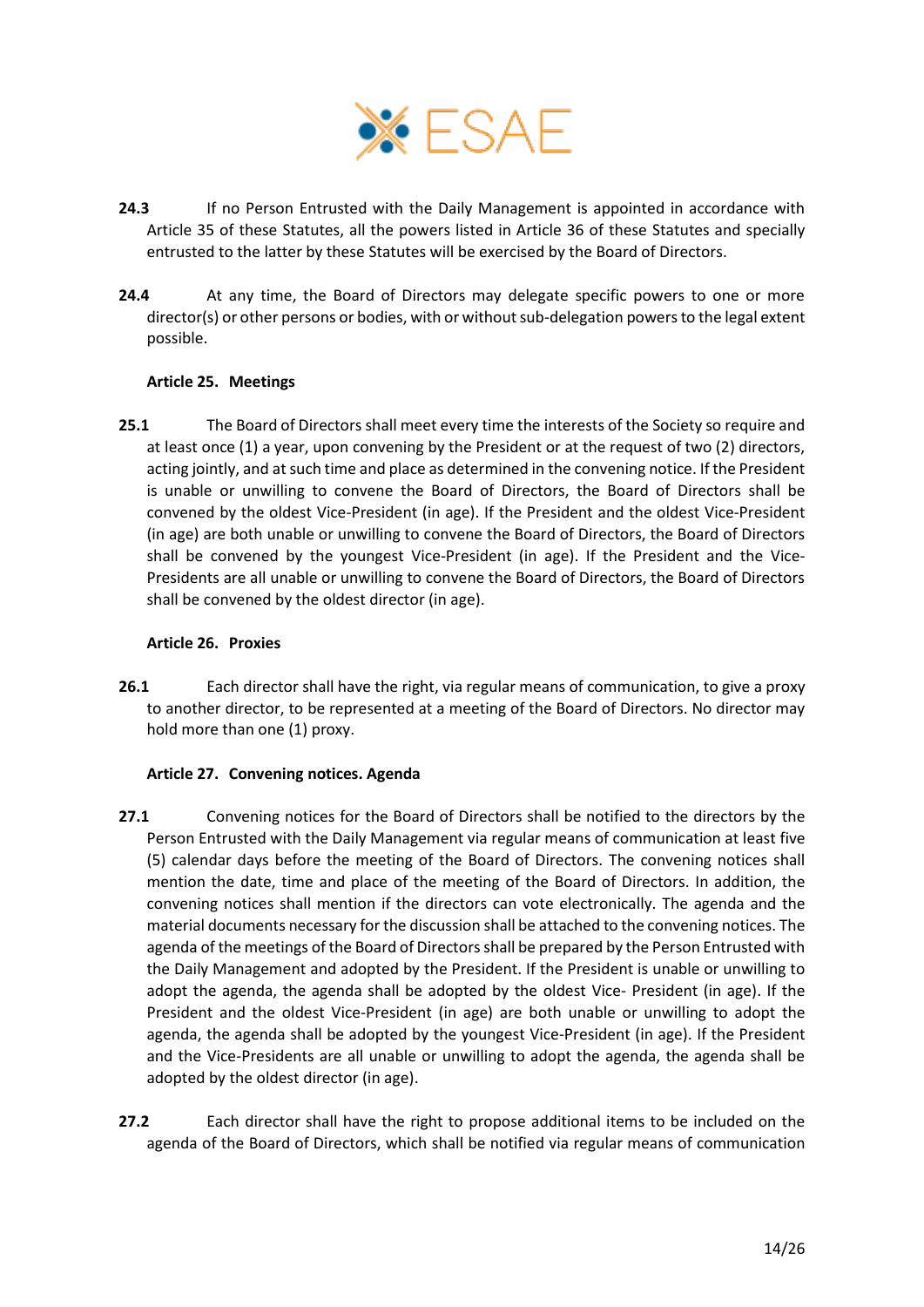**24.3** If no Person Entrusted with the Daily Management is appointed in accordance with Article 35 of these Statutes, all the powers listed in Article 36 of these Statutes and specially entrusted to the latter by these Statutes will be exercised by the Board of Directors.

**24.4** At any time, the Board of Directors may delegate specific powers to one or more director(s) or other persons or bodies, with or without sub-delegation powers to the legal extent possible.

### Article 25. Meetings

**25.1** The Board of Directors shall meet every time the interests of the Society so require and at least once (1) a year, upon convening by the President or at the request of two (2) directors, acting jointly, and at such time and place as determined in the convening notice. If the President is unable or unwilling to convene the Board of Directors, the Board of Directors shall be convened by the oldest Vice-President (in age). If the President and the oldest Vice-President (in age) are both unable or unwilling to convene the Board of Directors, the Board of Directors shall be convened by the youngest Vice-President (in age). If the President and the Vice-Presidents are all unable or unwilling to convene the Board of Directors, the Board of Directors shall be convened by the oldest director (in age).

### Article 26. Proxies

**26.1** Each director shall have the right, via regular means of communication, to give a proxy to another director, to be represented at a meeting of the Board of Directors. No director may hold more than one (1) proxy.

### Article 27. Convening notices. Agenda

**27.1** Convening notices for the Board of Directors shall be notified to the directors by the Person Entrusted with the Daily Management via regular means of communication at least five (5) calendar days before the meeting of the Board of Directors. The convening notices shall mention the date, time and place of the meeting of the Board of Directors. In addition, the convening notices shall mention if the directors can vote electronically. The agenda and the material documents necessary for the discussion shall be attached to the convening notices. The agenda of the meetings of the Board of Directors shall be prepared by the Person Entrusted with the Daily Management and adopted by the President. If the President is unable or unwilling to adopt the agenda, the agenda shall be adopted by the oldest Vice- President (in age). If the President and the oldest Vice-President (in age) are both unable or unwilling to adopt the agenda, the agenda shall be adopted by the youngest Vice-President (in age). If the President and the Vice-Presidents are all unable or unwilling to adopt the agenda, the agenda shall be adopted by the oldest director (in age).

**27.2** Each director shall have the right to propose additional items to be included on the agenda of the Board of Directors, which shall be notified via regular means of communication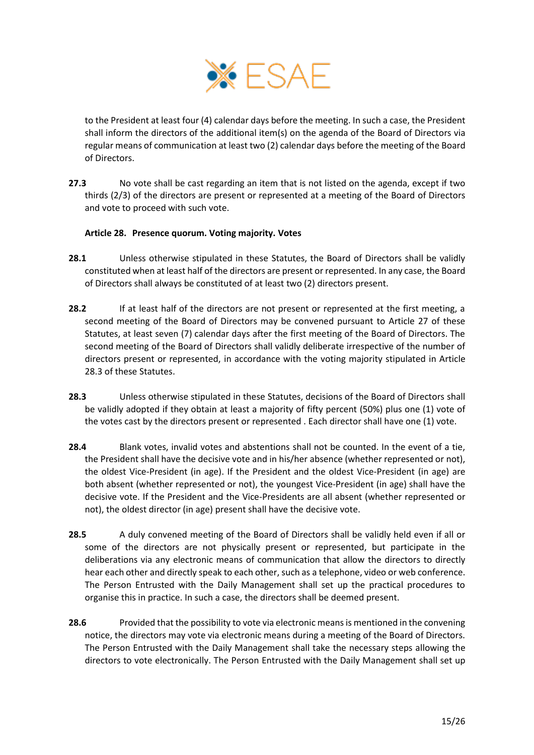to the President at least four (4) calendar days before the meeting. In such a case, the President shall inform the directors of the additional item(s) on the agenda of the Board of Directors via regular means of communication at least two (2) calendar days before the meeting of the Board of Directors.

**27.3** No vote shall be cast regarding an item that is not listed on the agenda, except if two thirds (2/3) of the directors are present or represented at a meeting of the Board of Directors and vote to proceed with such vote.

**Article 28. Presence quorum. Voting majority. Votes**

**28.1** Unless otherwise stipulated in these Statutes, the Board of Directors shall be validly constituted when at least half of the directors are present or represented. In any case, the Board of Directors shall always be constituted of at least two (2) directors present.

**28.2** If at least half of the directors are not present or represented at the first meeting, a second meeting of the Board of Directors may be convened pursuant to Article 27 of these Statutes, at least seven (7) calendar days after the first meeting of the Board of Directors. The second meeting of the Board of Directors shall validly deliberate irrespective of the number of directors present or represented, in accordance with the voting majority stipulated in Article 28.3 of these Statutes.

**28.3** Unless otherwise stipulated in these Statutes, decisions of the Board of Directors shall be validly adopted if they obtain at least a majority of fifty percent (50%) plus one (1) vote of the votes cast by the directors present or represented . Each director shall have one (1) vote.

**28.4** Blank votes, invalid votes and abstentions shall not be counted. In the event of a tie, the President shall have the decisive vote and in his/her absence (whether represented or not), the oldest Vice-President (in age). If the President and the oldest Vice-President (in age) are both absent (whether represented or not), the youngest Vice-President (in age) shall have the decisive vote. If the President and the Vice-Presidents are all absent (whether represented or not), the oldest director (in age) present shall have the decisive vote.

**28.5** A duly convened meeting of the Board of Directors shall be validly held even if all or some of the directors are not physically present or represented, but participate in the deliberations via any electronic means of communication that allow the directors to directly hear each other and directly speak to each other, such as a telephone, video or web conference. The Person Entrusted with the Daily Management shall set up the practical procedures to organise this in practice. In such a case, the directors shall be deemed present.

**28.6** Provided that the possibility to vote via electronic means is mentioned in the convening notice, the directors may vote via electronic means during a meeting of the Board of Directors. The Person Entrusted with the Daily Management shall take the necessary steps allowing the directors to vote electronically. The Person Entrusted with the Daily Management shall set up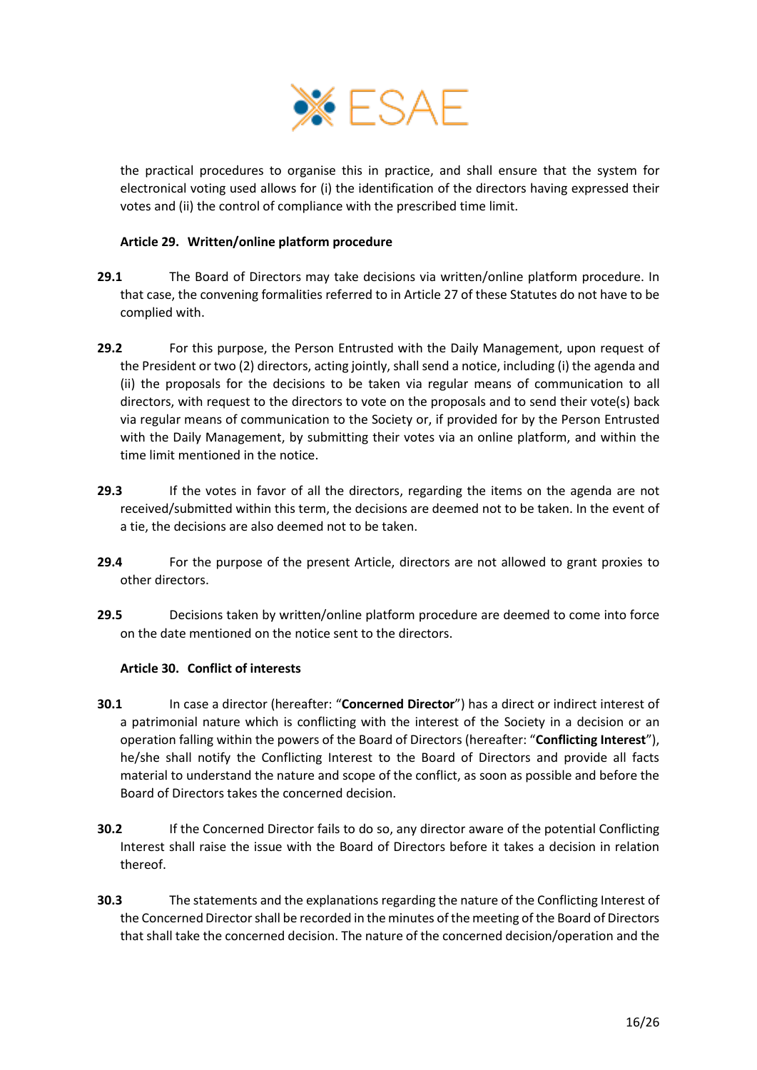the practical procedures to organise this in practice, and shall ensure that the system for electronical voting used allows for (i) the identification of the directors having expressed their votes and (ii) the control of compliance with the prescribed time limit.

### Article 29. Written/online platform procedure

**29.1** The Board of Directors may take decisions via written/online platform procedure. In that case, the convening formalities referred to in Article 27 of these Statutes do not have to be complied with.

**29.2** For this purpose, the Person Entrusted with the Daily Management, upon request of the President or two (2) directors, acting jointly, shall send a notice, including (i) the agenda and (ii) the proposals for the decisions to be taken via regular means of communication to all directors, with request to the directors to vote on the proposals and to send their vote(s) back via regular means of communication to the Society or, if provided for by the Person Entrusted with the Daily Management, by submitting their votes via an online platform, and within the time limit mentioned in the notice.

**29.3** If the votes in favor of all the directors, regarding the items on the agenda are not received/submitted within this term, the decisions are deemed not to be taken. In the event of a tie, the decisions are also deemed not to be taken.

**29.4** For the purpose of the present Article, directors are not allowed to grant proxies to other directors.

**29.5** Decisions taken by written/online platform procedure are deemed to come into force on the date mentioned on the notice sent to the directors.

### Article 30. Conflict of interests

**30.1** In case a director (hereafter: "**Concerned Director**") has a direct or indirect interest of a patrimonial nature which is conflicting with the interest of the Society in a decision or an operation falling within the powers of the Board of Directors (hereafter: "**Conflicting Interest**"), he/she shall notify the Conflicting Interest to the Board of Directors and provide all facts material to understand the nature and scope of the conflict, as soon as possible and before the Board of Directors takes the concerned decision.

**30.2** If the Concerned Director fails to do so, any director aware of the potential Conflicting Interest shall raise the issue with the Board of Directors before it takes a decision in relation thereof.

**30.3** The statements and the explanations regarding the nature of the Conflicting Interest of the Concerned Director shall be recorded in the minutes of the meeting of the Board of Directors that shall take the concerned decision. The nature of the concerned decision/operation and the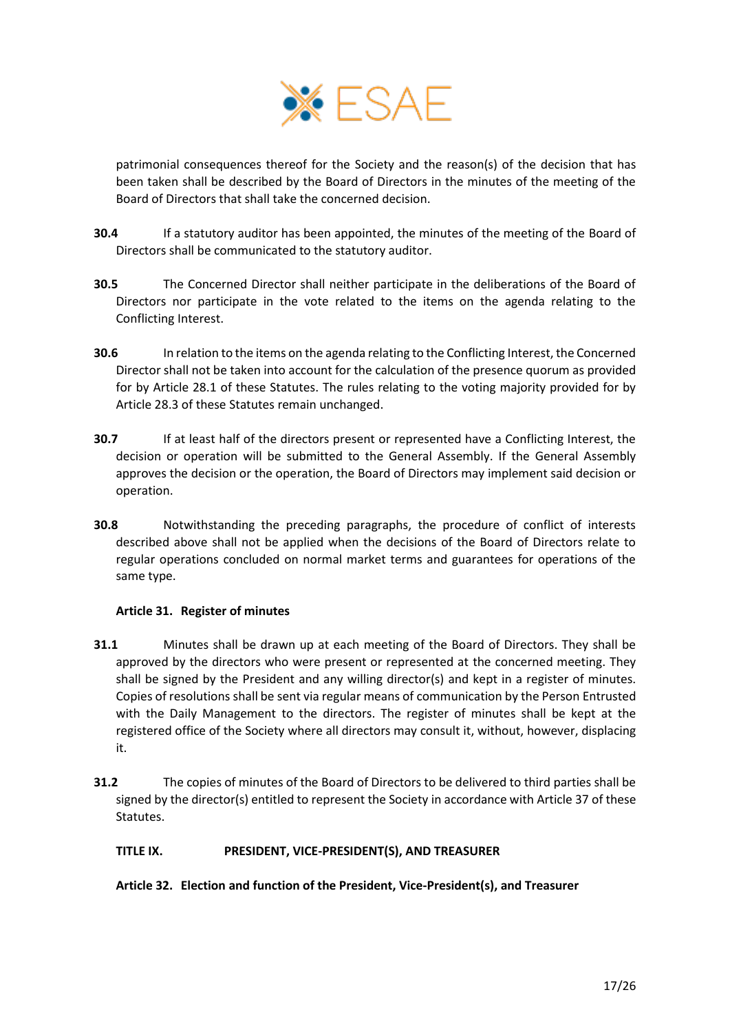patrimonial consequences thereof for the Society and the reason(s) of the decision that has been taken shall be described by the Board of Directors in the minutes of the meeting of the Board of Directors that shall take the concerned decision.

**30.4** If a statutory auditor has been appointed, the minutes of the meeting of the Board of Directors shall be communicated to the statutory auditor.

**30.5** The Concerned Director shall neither participate in the deliberations of the Board of Directors nor participate in the vote related to the items on the agenda relating to the Conflicting Interest.

**30.6** In relation to the items on the agenda relating to the Conflicting Interest, the Concerned Director shall not be taken into account for the calculation of the presence quorum as provided for by Article 28.1 of these Statutes. The rules relating to the voting majority provided for by Article 28.3 of these Statutes remain unchanged.

**30.7** If at least half of the directors present or represented have a Conflicting Interest, the decision or operation will be submitted to the General Assembly. If the General Assembly approves the decision or the operation, the Board of Directors may implement said decision or operation.

**30.8** Notwithstanding the preceding paragraphs, the procedure of conflict of interests described above shall not be applied when the decisions of the Board of Directors relate to regular operations concluded on normal market terms and guarantees for operations of the same type.

### Article 31. Register of minutes

**31.1** Minutes shall be drawn up at each meeting of the Board of Directors. They shall be approved by the directors who were present or represented at the concerned meeting. They shall be signed by the President and any willing director(s) and kept in a register of minutes. Copies of resolutions shall be sent via regular means of communication by the Person Entrusted with the Daily Management to the directors. The register of minutes shall be kept at the registered office of the Society where all directors may consult it, without, however, displacing it.

**31.2** The copies of minutes of the Board of Directors to be delivered to third parties shall be signed by the director(s) entitled to represent the Society in accordance with Article 37 of these Statutes.

## TITLE IX. PRESIDENT, VICE-PRESIDENT(S), AND TREASURER

### Article 32. Election and function of the President, Vice-President(s), and Treasurer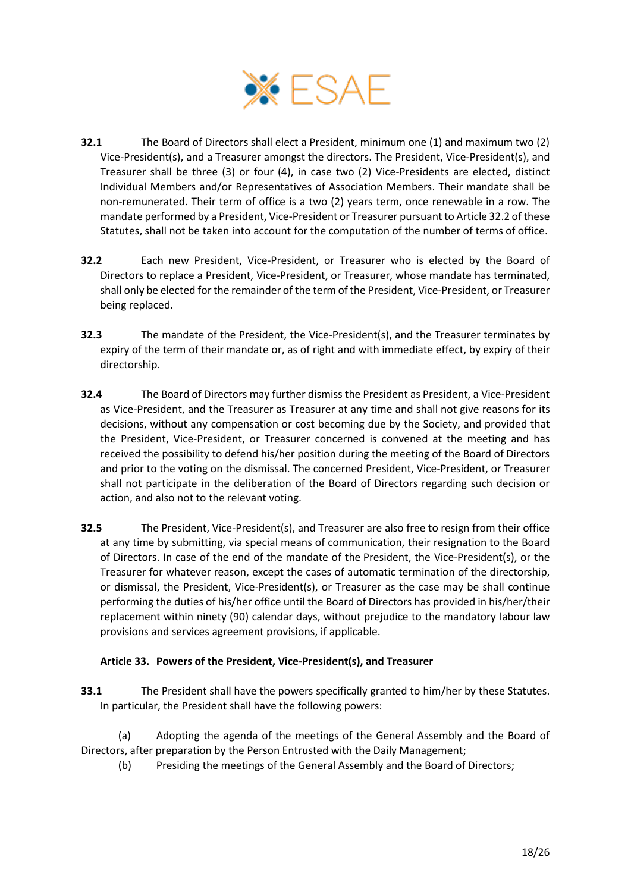**32.1** The Board of Directors shall elect a President, minimum one (1) and maximum two (2) Vice-President(s), and a Treasurer amongst the directors. The President, Vice-President(s), and Treasurer shall be three (3) or four (4), in case two (2) Vice-Presidents are elected, distinct Individual Members and/or Representatives of Association Members. Their mandate shall be non-remunerated. Their term of office is a two (2) years term, once renewable in a row. The mandate performed by a President, Vice-President or Treasurer pursuant to Article 32.2 of these Statutes, shall not be taken into account for the computation of the number of terms of office.

**32.2** Each new President, Vice-President, or Treasurer who is elected by the Board of Directors to replace a President, Vice-President, or Treasurer, whose mandate has terminated, shall only be elected for the remainder of the term of the President, Vice-President, or Treasurer being replaced.

**32.3** The mandate of the President, the Vice-President(s), and the Treasurer terminates by expiry of the term of their mandate or, as of right and with immediate effect, by expiry of their directorship.

**32.4** The Board of Directors may further dismiss the President as President, a Vice-President as Vice-President, and the Treasurer as Treasurer at any time and shall not give reasons for its decisions, without any compensation or cost becoming due by the Society, and provided that the President, Vice-President, or Treasurer concerned is convened at the meeting and has received the possibility to defend his/her position during the meeting of the Board of Directors and prior to the voting on the dismissal. The concerned President, Vice-President, or Treasurer shall not participate in the deliberation of the Board of Directors regarding such decision or action, and also not to the relevant voting.

**32.5** The President, Vice-President(s), and Treasurer are also free to resign from their office at any time by submitting, via special means of communication, their resignation to the Board of Directors. In case of the end of the mandate of the President, the Vice-President(s), or the Treasurer for whatever reason, except the cases of automatic termination of the directorship, or dismissal, the President, Vice-President(s), or Treasurer as the case may be shall continue performing the duties of his/her office until the Board of Directors has provided in his/her/their replacement within ninety (90) calendar days, without prejudice to the mandatory labour law provisions and services agreement provisions, if applicable.

### Article 33. Powers of the President, Vice-President(s), and Treasurer

**33.1** The President shall have the powers specifically granted to him/her by these Statutes. In particular, the President shall have the following powers:

(a) Adopting the agenda of the meetings of the General Assembly and the Board of Directors, after preparation by the Person Entrusted with the Daily Management;

(b) Presiding the meetings of the General Assembly and the Board of Directors;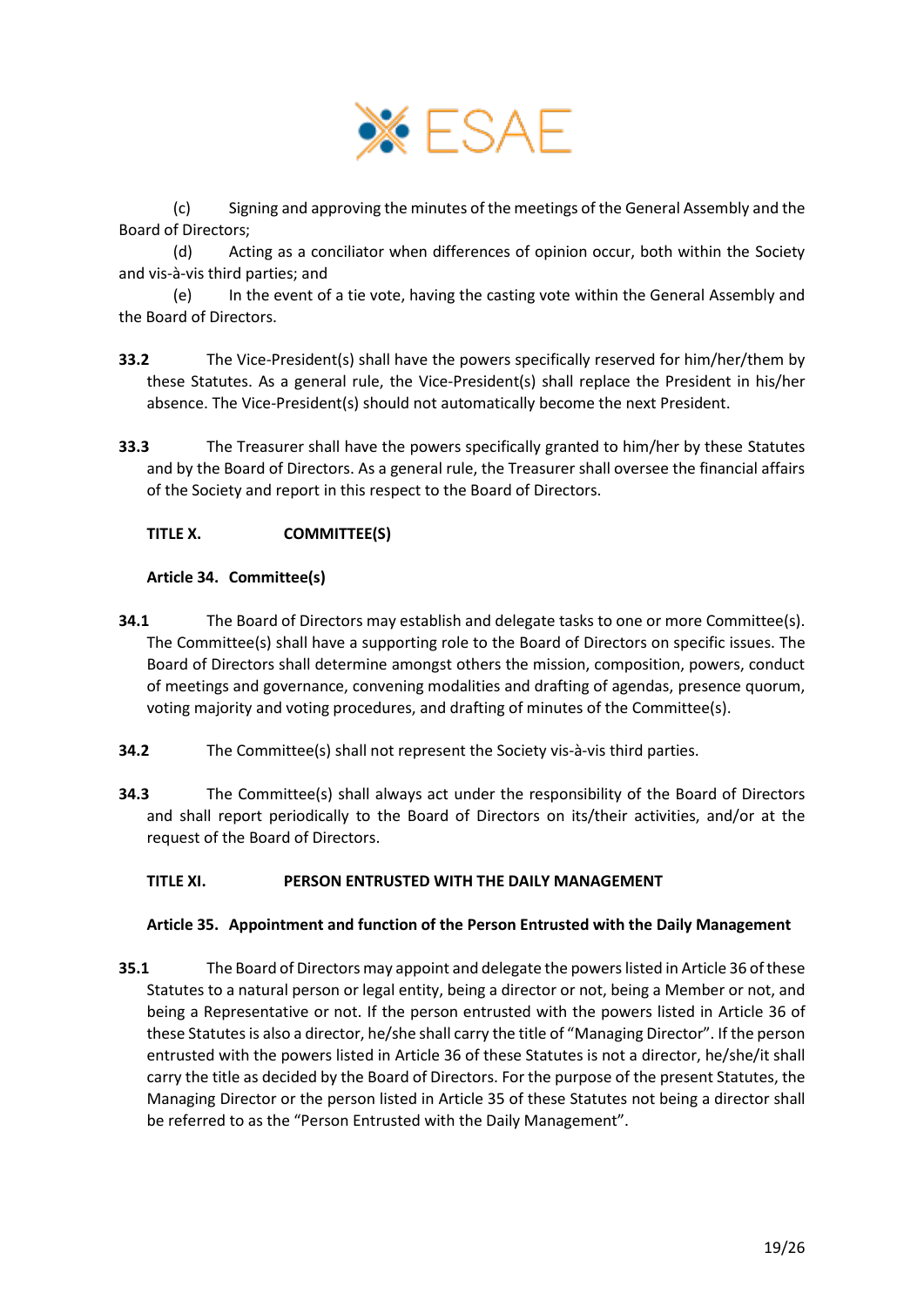(c) Signing and approving the minutes of the meetings of the General Assembly and the Board of Directors;

(d) Acting as a conciliator when differences of opinion occur, both within the Society and vis-à-vis third parties; and

(e) In the event of a tie vote, having the casting vote within the General Assembly and the Board of Directors.

**33.2** The Vice-President(s) shall have the powers specifically reserved for him/her/them by these Statutes. As a general rule, the Vice-President(s) shall replace the President in his/her absence. The Vice-President(s) should not automatically become the next President.

**33.3** The Treasurer shall have the powers specifically granted to him/her by these Statutes and by the Board of Directors. As a general rule, the Treasurer shall oversee the financial affairs of the Society and report in this respect to the Board of Directors.

## TITLE X. COMMITTEE(S)

### Article 34. Committee(s)

**34.1** The Board of Directors may establish and delegate tasks to one or more Committee(s). The Committee(s) shall have a supporting role to the Board of Directors on specific issues. The Board of Directors shall determine amongst others the mission, composition, powers, conduct of meetings and governance, convening modalities and drafting of agendas, presence quorum, voting majority and voting procedures, and drafting of minutes of the Committee(s).

**34.2** The Committee(s) shall not represent the Society vis-à-vis third parties.

**34.3** The Committee(s) shall always act under the responsibility of the Board of Directors and shall report periodically to the Board of Directors on its/their activities, and/or at the request of the Board of Directors.

## TITLE XI. PERSON ENTRUSTED WITH THE DAILY MANAGEMENT

### Article 35. Appointment and function of the Person Entrusted with the Daily Management

**35.1** The Board of Directors may appoint and delegate the powers listed in Article 36 of these Statutes to a natural person or legal entity, being a director or not, being a Member or not, and being a Representative or not. If the person entrusted with the powers listed in Article 36 of these Statutes is also a director, he/she shall carry the title of "Managing Director". If the person entrusted with the powers listed in Article 36 of these Statutes is not a director, he/she/it shall carry the title as decided by the Board of Directors. For the purpose of the present Statutes, the Managing Director or the person listed in Article 35 of these Statutes not being a director shall be referred to as the "Person Entrusted with the Daily Management".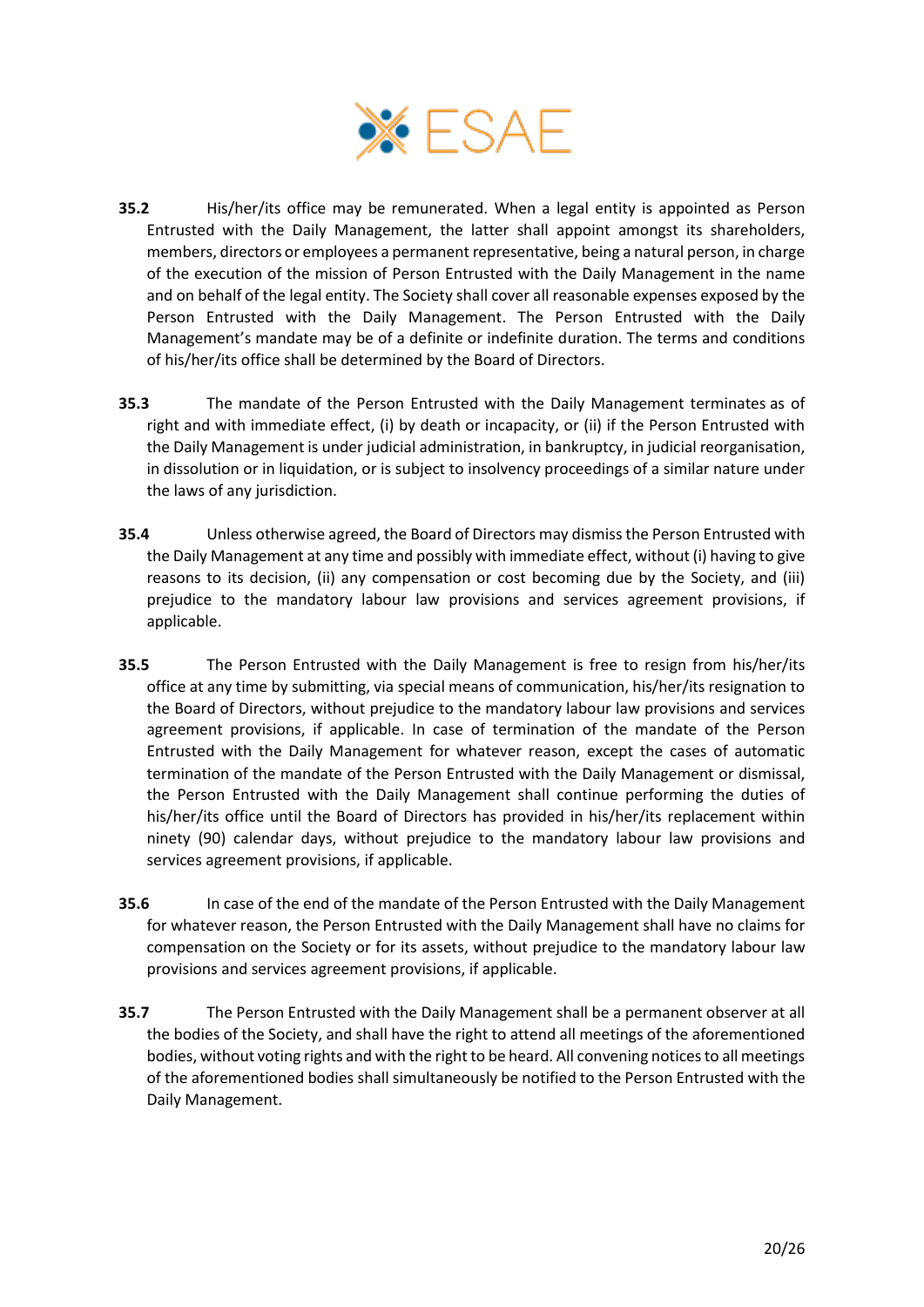**35.2** His/her/its office may be remunerated. When a legal entity is appointed as Person Entrusted with the Daily Management, the latter shall appoint amongst its shareholders, members, directors or employees a permanent representative, being a natural person, in charge of the execution of the mission of Person Entrusted with the Daily Management in the name and on behalf of the legal entity. The Society shall cover all reasonable expenses exposed by the Person Entrusted with the Daily Management. The Person Entrusted with the Daily Management's mandate may be of a definite or indefinite duration. The terms and conditions of his/her/its office shall be determined by the Board of Directors.

**35.3** The mandate of the Person Entrusted with the Daily Management terminates as of right and with immediate effect, (i) by death or incapacity, or (ii) if the Person Entrusted with the Daily Management is under judicial administration, in bankruptcy, in judicial reorganisation, in dissolution or in liquidation, or is subject to insolvency proceedings of a similar nature under the laws of any jurisdiction.

**35.4** Unless otherwise agreed, the Board of Directors may dismiss the Person Entrusted with the Daily Management at any time and possibly with immediate effect, without (i) having to give reasons to its decision, (ii) any compensation or cost becoming due by the Society, and (iii) prejudice to the mandatory labour law provisions and services agreement provisions, if applicable.

**35.5** The Person Entrusted with the Daily Management is free to resign from his/her/its office at any time by submitting, via special means of communication, his/her/its resignation to the Board of Directors, without prejudice to the mandatory labour law provisions and services agreement provisions, if applicable. In case of termination of the mandate of the Person Entrusted with the Daily Management for whatever reason, except the cases of automatic termination of the mandate of the Person Entrusted with the Daily Management or dismissal, the Person Entrusted with the Daily Management shall continue performing the duties of his/her/its office until the Board of Directors has provided in his/her/its replacement within ninety (90) calendar days, without prejudice to the mandatory labour law provisions and services agreement provisions, if applicable.

**35.6** In case of the end of the mandate of the Person Entrusted with the Daily Management for whatever reason, the Person Entrusted with the Daily Management shall have no claims for compensation on the Society or for its assets, without prejudice to the mandatory labour law provisions and services agreement provisions, if applicable.

**35.7** The Person Entrusted with the Daily Management shall be a permanent observer at all the bodies of the Society, and shall have the right to attend all meetings of the aforementioned bodies, without voting rights and with the right to be heard. All convening notices to all meetings of the aforementioned bodies shall simultaneously be notified to the Person Entrusted with the Daily Management.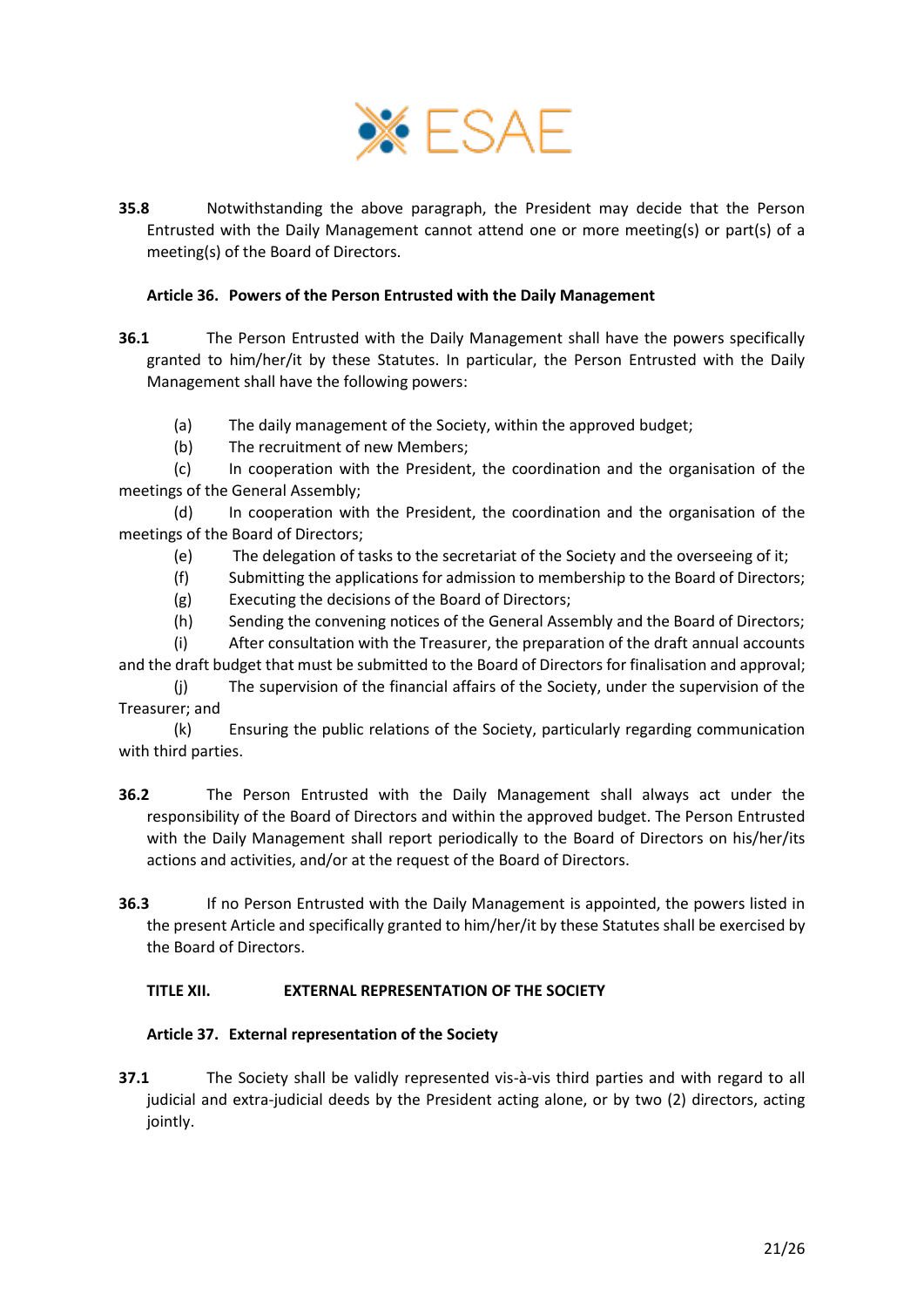**35.8** Notwithstanding the above paragraph, the President may decide that the Person Entrusted with the Daily Management cannot attend one or more meeting(s) or part(s) of a meeting(s) of the Board of Directors.

### Article 36. Powers of the Person Entrusted with the Daily Management

**36.1** The Person Entrusted with the Daily Management shall have the powers specifically granted to him/her/it by these Statutes. In particular, the Person Entrusted with the Daily Management shall have the following powers:

(a) The daily management of the Society, within the approved budget;
(b) The recruitment of new Members;
(c) In cooperation with the President, the coordination and the organisation of the meetings of the General Assembly;
(d) In cooperation with the President, the coordination and the organisation of the meetings of the Board of Directors;
(e) The delegation of tasks to the secretariat of the Society and the overseeing of it;
(f) Submitting the applications for admission to membership to the Board of Directors;
(g) Executing the decisions of the Board of Directors;
(h) Sending the convening notices of the General Assembly and the Board of Directors;
(i) After consultation with the Treasurer, the preparation of the draft annual accounts and the draft budget that must be submitted to the Board of Directors for finalisation and approval;
(j) The supervision of the financial affairs of the Society, under the supervision of the Treasurer; and
(k) Ensuring the public relations of the Society, particularly regarding communication with third parties.

**36.2** The Person Entrusted with the Daily Management shall always act under the responsibility of the Board of Directors and within the approved budget. The Person Entrusted with the Daily Management shall report periodically to the Board of Directors on his/her/its actions and activities, and/or at the request of the Board of Directors.

**36.3** If no Person Entrusted with the Daily Management is appointed, the powers listed in the present Article and specifically granted to him/her/it by these Statutes shall be exercised by the Board of Directors.

## TITLE XII. EXTERNAL REPRESENTATION OF THE SOCIETY

### Article 37. External representation of the Society

**37.1** The Society shall be validly represented vis-à-vis third parties and with regard to all judicial and extra-judicial deeds by the President acting alone, or by two (2) directors, acting jointly.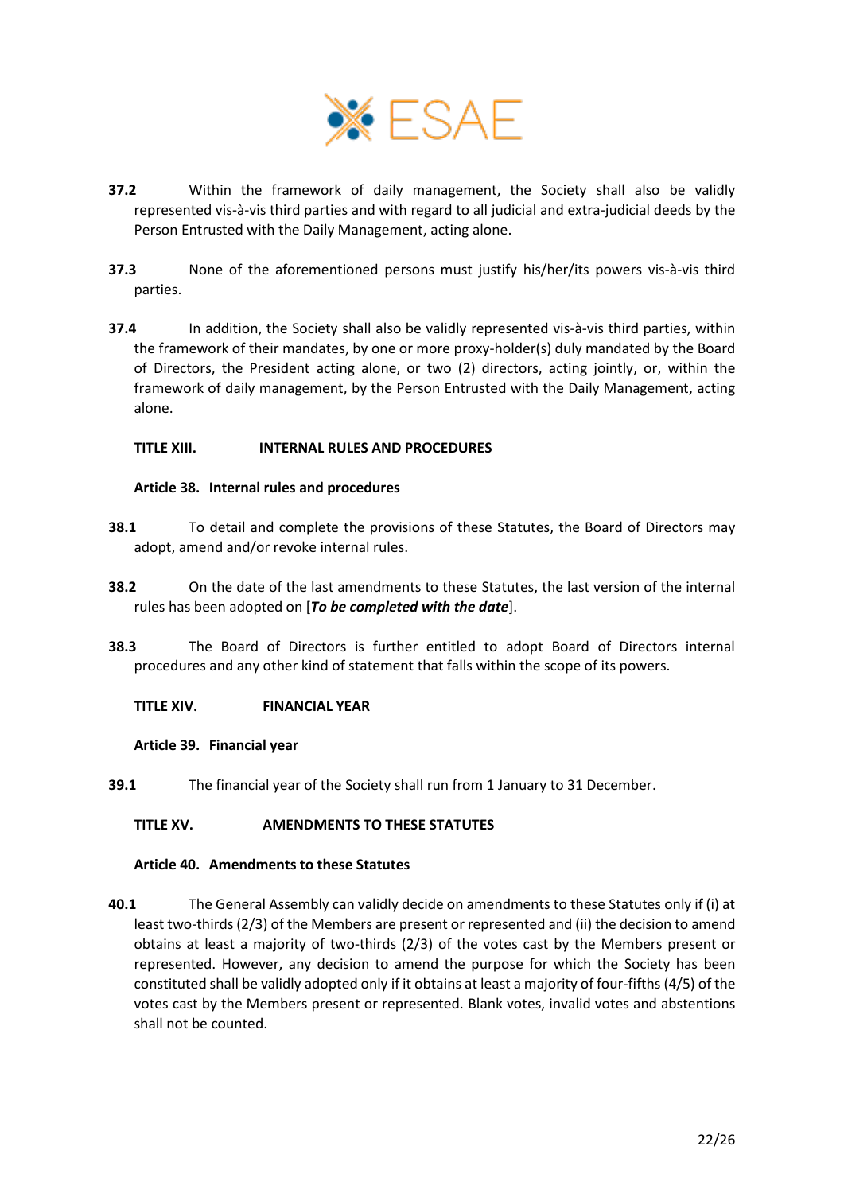**37.2** Within the framework of daily management, the Society shall also be validly represented vis-à-vis third parties and with regard to all judicial and extra-judicial deeds by the Person Entrusted with the Daily Management, acting alone.

**37.3** None of the aforementioned persons must justify his/her/its powers vis-à-vis third parties.

**37.4** In addition, the Society shall also be validly represented vis-à-vis third parties, within the framework of their mandates, by one or more proxy-holder(s) duly mandated by the Board of Directors, the President acting alone, or two (2) directors, acting jointly, or, within the framework of daily management, by the Person Entrusted with the Daily Management, acting alone.

## TITLE XIII. INTERNAL RULES AND PROCEDURES

### Article 38. Internal rules and procedures

**38.1** To detail and complete the provisions of these Statutes, the Board of Directors may adopt, amend and/or revoke internal rules.

**38.2** On the date of the last amendments to these Statutes, the last version of the internal rules has been adopted on [***To be completed with the date***].

**38.3** The Board of Directors is further entitled to adopt Board of Directors internal procedures and any other kind of statement that falls within the scope of its powers.

## TITLE XIV. FINANCIAL YEAR

### Article 39. Financial year

**39.1** The financial year of the Society shall run from 1 January to 31 December.

## TITLE XV. AMENDMENTS TO THESE STATUTES

### Article 40. Amendments to these Statutes

**40.1** The General Assembly can validly decide on amendments to these Statutes only if (i) at least two-thirds (2/3) of the Members are present or represented and (ii) the decision to amend obtains at least a majority of two-thirds (2/3) of the votes cast by the Members present or represented. However, any decision to amend the purpose for which the Society has been constituted shall be validly adopted only if it obtains at least a majority of four-fifths (4/5) of the votes cast by the Members present or represented. Blank votes, invalid votes and abstentions shall not be counted.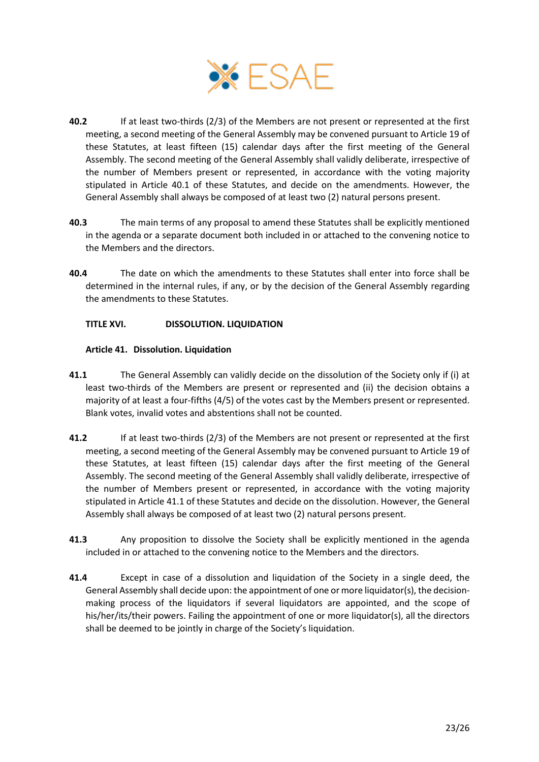**40.2** If at least two-thirds (2/3) of the Members are not present or represented at the first meeting, a second meeting of the General Assembly may be convened pursuant to Article 19 of these Statutes, at least fifteen (15) calendar days after the first meeting of the General Assembly. The second meeting of the General Assembly shall validly deliberate, irrespective of the number of Members present or represented, in accordance with the voting majority stipulated in Article 40.1 of these Statutes, and decide on the amendments. However, the General Assembly shall always be composed of at least two (2) natural persons present.

**40.3** The main terms of any proposal to amend these Statutes shall be explicitly mentioned in the agenda or a separate document both included in or attached to the convening notice to the Members and the directors.

**40.4** The date on which the amendments to these Statutes shall enter into force shall be determined in the internal rules, if any, or by the decision of the General Assembly regarding the amendments to these Statutes.

## TITLE XVI. DISSOLUTION. LIQUIDATION

### Article 41. Dissolution. Liquidation

**41.1** The General Assembly can validly decide on the dissolution of the Society only if (i) at least two-thirds of the Members are present or represented and (ii) the decision obtains a majority of at least a four-fifths (4/5) of the votes cast by the Members present or represented. Blank votes, invalid votes and abstentions shall not be counted.

**41.2** If at least two-thirds (2/3) of the Members are not present or represented at the first meeting, a second meeting of the General Assembly may be convened pursuant to Article 19 of these Statutes, at least fifteen (15) calendar days after the first meeting of the General Assembly. The second meeting of the General Assembly shall validly deliberate, irrespective of the number of Members present or represented, in accordance with the voting majority stipulated in Article 41.1 of these Statutes and decide on the dissolution. However, the General Assembly shall always be composed of at least two (2) natural persons present.

**41.3** Any proposition to dissolve the Society shall be explicitly mentioned in the agenda included in or attached to the convening notice to the Members and the directors.

**41.4** Except in case of a dissolution and liquidation of the Society in a single deed, the General Assembly shall decide upon: the appointment of one or more liquidator(s), the decision-making process of the liquidators if several liquidators are appointed, and the scope of his/her/its/their powers. Failing the appointment of one or more liquidator(s), all the directors shall be deemed to be jointly in charge of the Society's liquidation.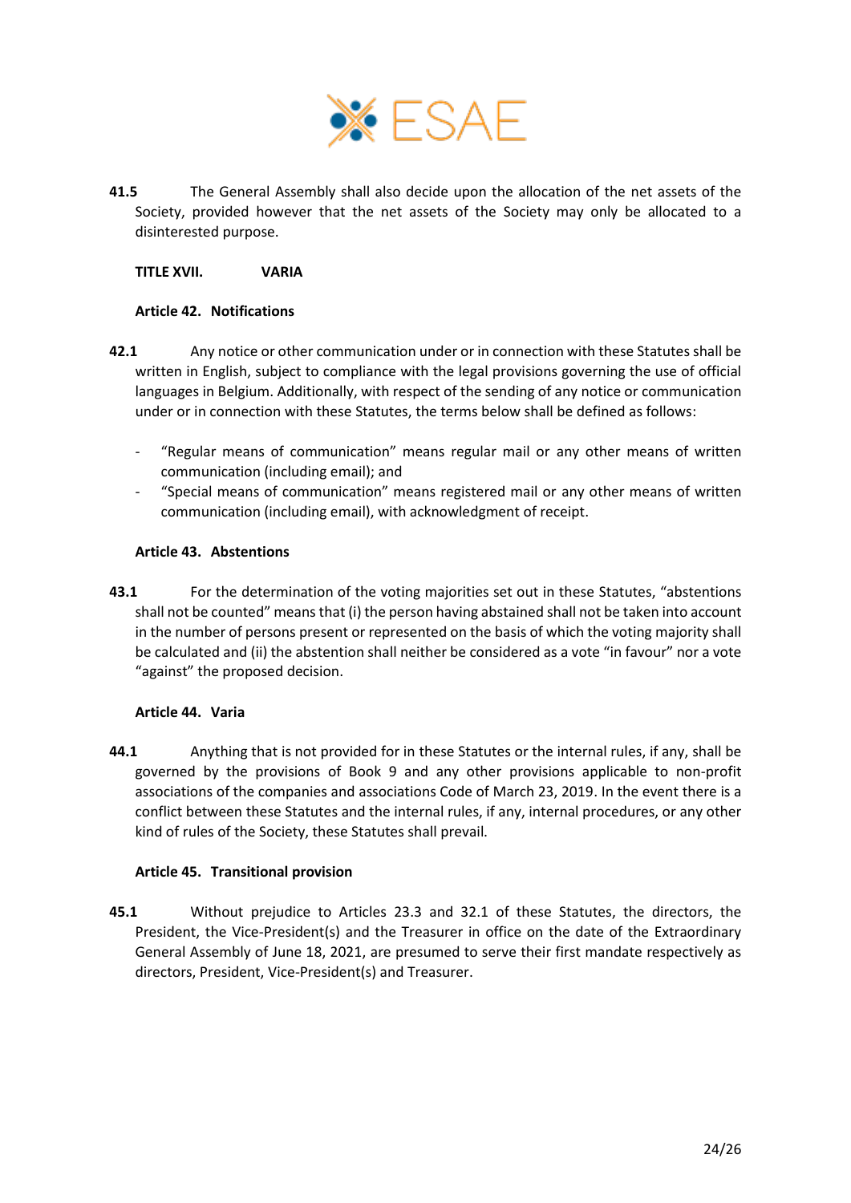**41.5** The General Assembly shall also decide upon the allocation of the net assets of the Society, provided however that the net assets of the Society may only be allocated to a disinterested purpose.

## TITLE XVII. VARIA

### Article 42. Notifications

**42.1** Any notice or other communication under or in connection with these Statutes shall be written in English, subject to compliance with the legal provisions governing the use of official languages in Belgium. Additionally, with respect of the sending of any notice or communication under or in connection with these Statutes, the terms below shall be defined as follows:

- "Regular means of communication" means regular mail or any other means of written communication (including email); and
- "Special means of communication" means registered mail or any other means of written communication (including email), with acknowledgment of receipt.

### Article 43. Abstentions

**43.1** For the determination of the voting majorities set out in these Statutes, "abstentions shall not be counted" means that (i) the person having abstained shall not be taken into account in the number of persons present or represented on the basis of which the voting majority shall be calculated and (ii) the abstention shall neither be considered as a vote "in favour" nor a vote "against" the proposed decision.

### Article 44. Varia

**44.1** Anything that is not provided for in these Statutes or the internal rules, if any, shall be governed by the provisions of Book 9 and any other provisions applicable to non-profit associations of the companies and associations Code of March 23, 2019. In the event there is a conflict between these Statutes and the internal rules, if any, internal procedures, or any other kind of rules of the Society, these Statutes shall prevail.

### Article 45. Transitional provision

**45.1** Without prejudice to Articles 23.3 and 32.1 of these Statutes, the directors, the President, the Vice-President(s) and the Treasurer in office on the date of the Extraordinary General Assembly of June 18, 2021, are presumed to serve their first mandate respectively as directors, President, Vice-President(s) and Treasurer.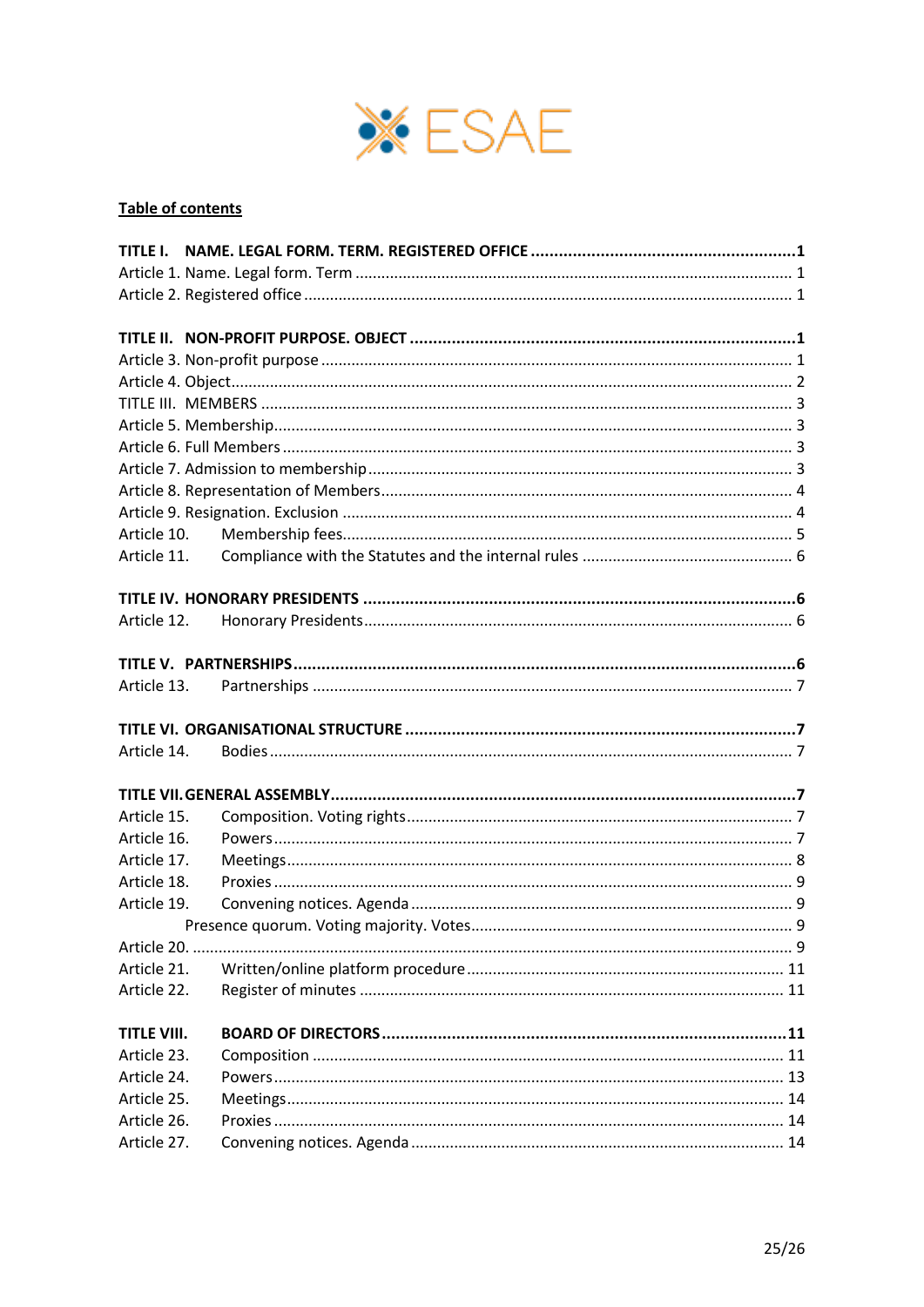ESAE

**Table of contents**

**TITLE I. NAME. LEGAL FORM. TERM. REGISTERED OFFICE ........................................................1**
Article 1. Name. Legal form. Term ........................................................................................... 1
Article 2. Registered office ........................................................................................................ 1

**TITLE II. NON-PROFIT PURPOSE. OBJECT ....................................................................................1**
Article 3. Non-profit purpose ..................................................................................................... 1
Article 4. Object......................................................................................................................... 2
TITLE III. MEMBERS .................................................................................................................. 3
Article 5. Membership................................................................................................................ 3
Article 6. Full Members .............................................................................................................. 3
Article 7. Admission to membership.......................................................................................... 3
Article 8. Representation of Members....................................................................................... 4
Article 9. Resignation. Exclusion ............................................................................................... 4
Article 10. Membership fees....................................................................................................... 5
Article 11. Compliance with the Statutes and the internal rules ................................................ 6

**TITLE IV. HONORARY PRESIDENTS ...........................................................................................6**
Article 12. Honorary Presidents.................................................................................................. 6

**TITLE V. PARTNERSHIPS...............................................................................................................6**
Article 13. Partnerships .............................................................................................................. 7

**TITLE VI. ORGANISATIONAL STRUCTURE ...................................................................................7**
Article 14. Bodies........................................................................................................................ 7

**TITLE VII. GENERAL ASSEMBLY...................................................................................................7**
Article 15. Composition. Voting rights........................................................................................ 7
Article 16. Powers....................................................................................................................... 7
Article 17. Meetings.................................................................................................................... 8
Article 18. Proxies ....................................................................................................................... 9
Article 19. Convening notices. Agenda ....................................................................................... 9
Presence quorum. Voting majority. Votes......................................................................................... 9
Article 20. ...................................................................................................................................... 9
Article 21. Written/online platform procedure......................................................................... 11
Article 22. Register of minutes ................................................................................................. 11

**TITLE VIII. BOARD OF DIRECTORS.......................................................................................11**
Article 23. Composition ............................................................................................................ 11
Article 24. Powers..................................................................................................................... 13
Article 25. Meetings.................................................................................................................. 14
Article 26. Proxies .................................................................................................................... 14
Article 27. Convening notices. Agenda ..................................................................................... 14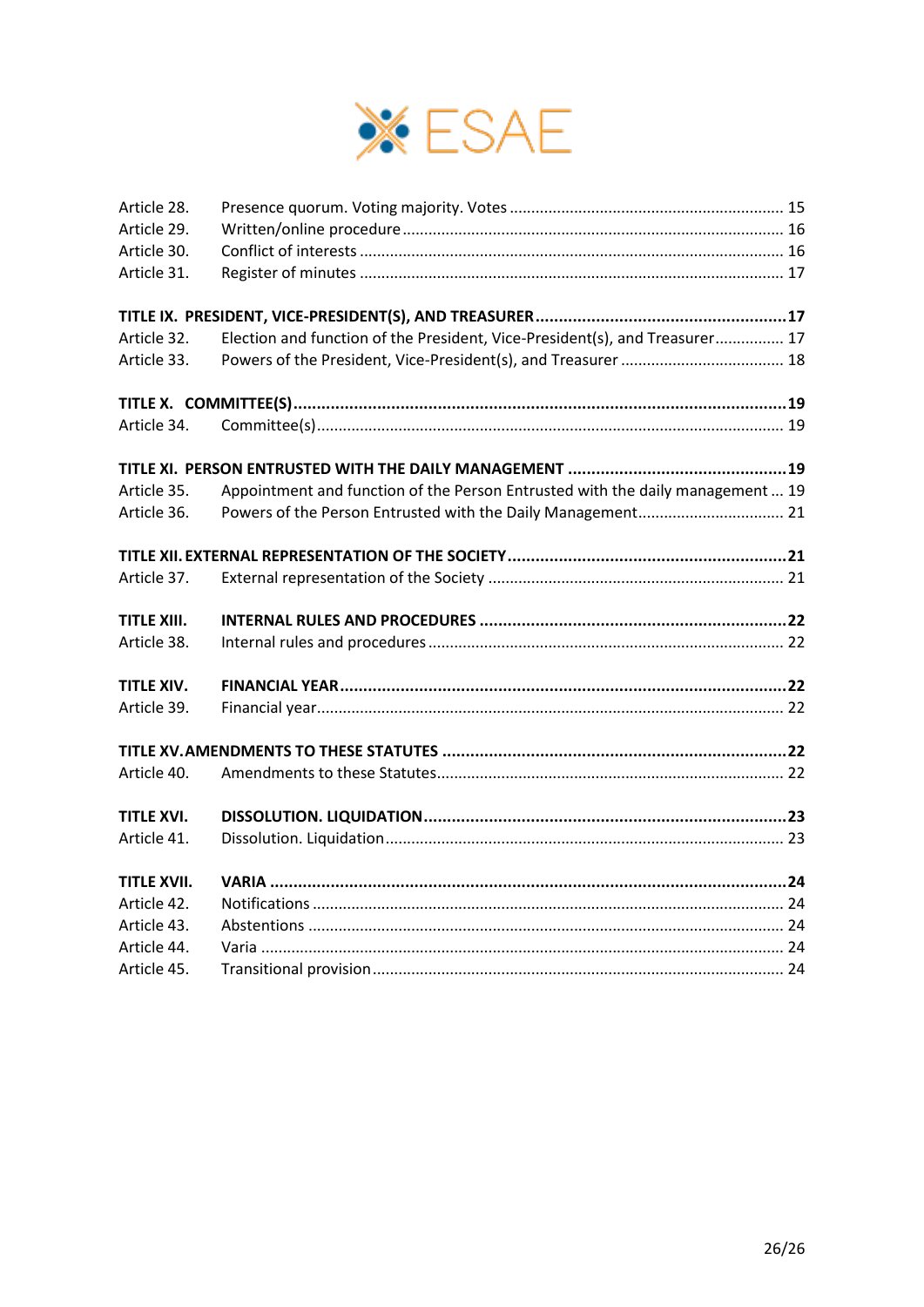| | | |
|---|---|---|
| Article 28. | Presence quorum. Voting majority. Votes | 15 |
| Article 29. | Written/online procedure | 16 |
| Article 30. | Conflict of interests | 16 |
| Article 31. | Register of minutes | 17 |
| **TITLE IX.** | **PRESIDENT, VICE-PRESIDENT(S), AND TREASURER** | **17** |
| Article 32. | Election and function of the President, Vice-President(s), and Treasurer | 17 |
| Article 33. | Powers of the President, Vice-President(s), and Treasurer | 18 |
| **TITLE X.** | **COMMITTEE(S)** | **19** |
| Article 34. | Committee(s) | 19 |
| **TITLE XI.** | **PERSON ENTRUSTED WITH THE DAILY MANAGEMENT** | **19** |
| Article 35. | Appointment and function of the Person Entrusted with the daily management | 19 |
| Article 36. | Powers of the Person Entrusted with the Daily Management | 21 |
| **TITLE XII.** | **EXTERNAL REPRESENTATION OF THE SOCIETY** | **21** |
| Article 37. | External representation of the Society | 21 |
| **TITLE XIII.** | **INTERNAL RULES AND PROCEDURES** | **22** |
| Article 38. | Internal rules and procedures | 22 |
| **TITLE XIV.** | **FINANCIAL YEAR** | **22** |
| Article 39. | Financial year | 22 |
| **TITLE XV.** | **AMENDMENTS TO THESE STATUTES** | **22** |
| Article 40. | Amendments to these Statutes | 22 |
| **TITLE XVI.** | **DISSOLUTION. LIQUIDATION** | **23** |
| Article 41. | Dissolution. Liquidation | 23 |
| **TITLE XVII.** | **VARIA** | **24** |
| Article 42. | Notifications | 24 |
| Article 43. | Abstentions | 24 |
| Article 44. | Varia | 24 |
| Article 45. | Transitional provision | 24 |